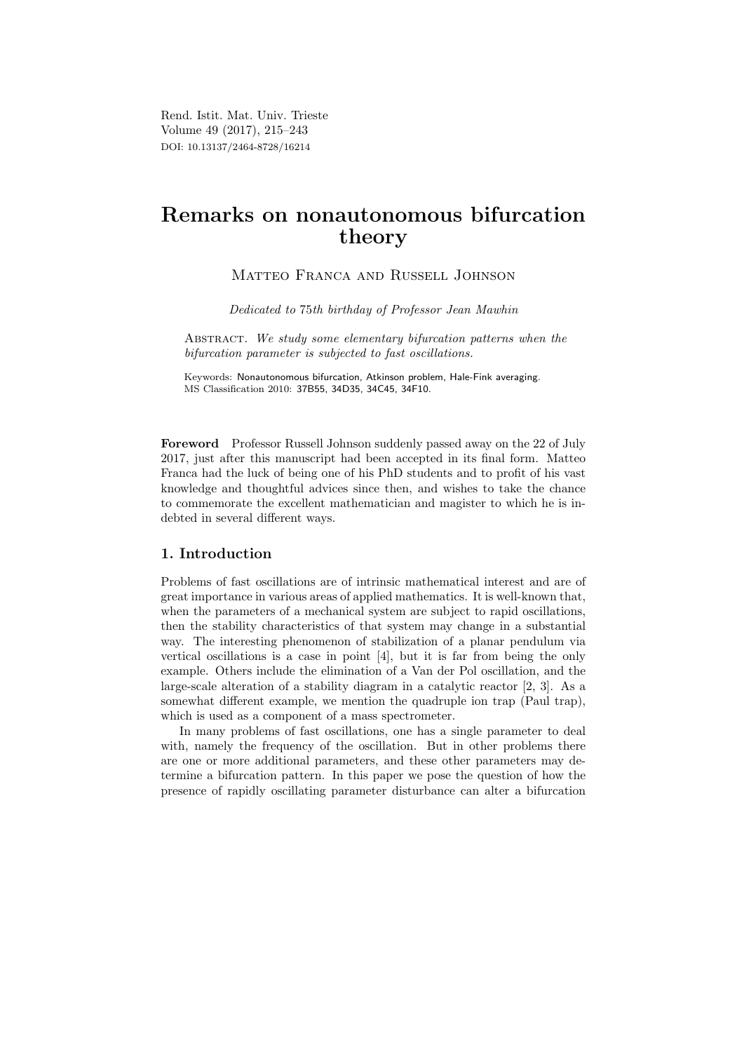Rend. Istit. Mat. Univ. Trieste
Volume 49 (2017), 215–243
DOI: 10.13137/2464-8728/16214

# Remarks on nonautonomous bifurcation theory

Matteo Franca and Russell Johnson

*Dedicated to 75th birthday of Professor Jean Mawhin*

Abstract. *We study some elementary bifurcation patterns when the bifurcation parameter is subjected to fast oscillations.*

Keywords: Nonautonomous bifurcation, Atkinson problem, Hale-Fink averaging.
MS Classification 2010: 37B55, 34D35, 34C45, 34F10.

**Foreword** Professor Russell Johnson suddenly passed away on the 22 of July 2017, just after this manuscript had been accepted in its final form. Matteo Franca had the luck of being one of his PhD students and to profit of his vast knowledge and thoughtful advices since then, and wishes to take the chance to commemorate the excellent mathematician and magister to which he is indebted in several different ways.

## 1. Introduction

Problems of fast oscillations are of intrinsic mathematical interest and are of great importance in various areas of applied mathematics. It is well-known that, when the parameters of a mechanical system are subject to rapid oscillations, then the stability characteristics of that system may change in a substantial way. The interesting phenomenon of stabilization of a planar pendulum via vertical oscillations is a case in point [4], but it is far from being the only example. Others include the elimination of a Van der Pol oscillation, and the large-scale alteration of a stability diagram in a catalytic reactor [2, 3]. As a somewhat different example, we mention the quadruple ion trap (Paul trap), which is used as a component of a mass spectrometer.

In many problems of fast oscillations, one has a single parameter to deal with, namely the frequency of the oscillation. But in other problems there are one or more additional parameters, and these other parameters may determine a bifurcation pattern. In this paper we pose the question of how the presence of rapidly oscillating parameter disturbance can alter a bifurcation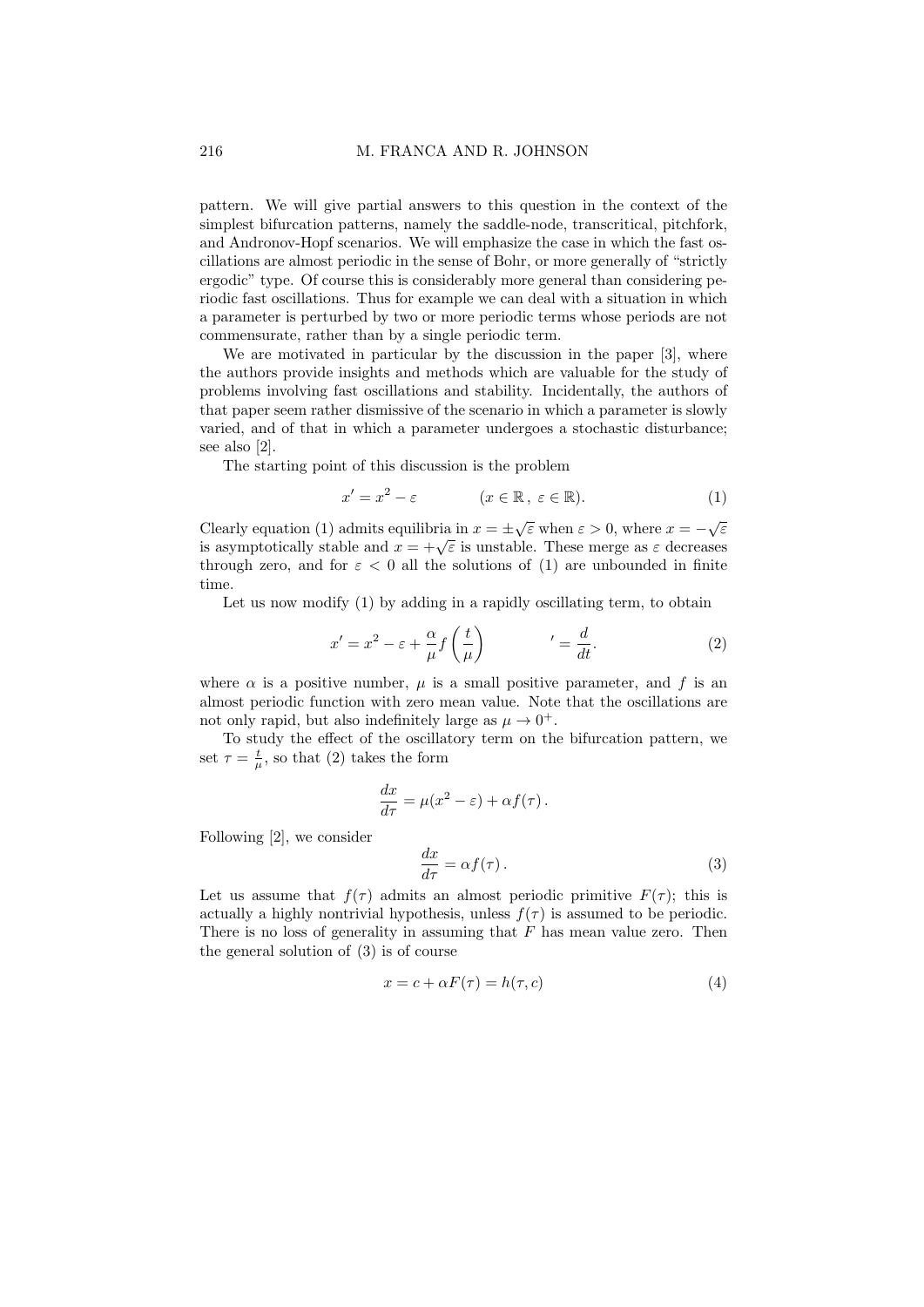pattern. We will give partial answers to this question in the context of the simplest bifurcation patterns, namely the saddle-node, transcritical, pitchfork, and Andronov-Hopf scenarios. We will emphasize the case in which the fast oscillations are almost periodic in the sense of Bohr, or more generally of "strictly ergodic" type. Of course this is considerably more general than considering periodic fast oscillations. Thus for example we can deal with a situation in which a parameter is perturbed by two or more periodic terms whose periods are not commensurate, rather than by a single periodic term.

We are motivated in particular by the discussion in the paper [3], where the authors provide insights and methods which are valuable for the study of problems involving fast oscillations and stability. Incidentally, the authors of that paper seem rather dismissive of the scenario in which a parameter is slowly varied, and of that in which a parameter undergoes a stochastic disturbance; see also [2].

The starting point of this discussion is the problem

$$x' = x^2 - \varepsilon \qquad\qquad (x \in \mathbb{R}\,,\ \varepsilon \in \mathbb{R}). \tag{1}$$

Clearly equation (1) admits equilibria in $x = \pm\sqrt{\varepsilon}$ when $\varepsilon > 0$, where $x = -\sqrt{\varepsilon}$ is asymptotically stable and $x = +\sqrt{\varepsilon}$ is unstable. These merge as $\varepsilon$ decreases through zero, and for $\varepsilon < 0$ all the solutions of (1) are unbounded in finite time.

Let us now modify (1) by adding in a rapidly oscillating term, to obtain

$$x' = x^2 - \varepsilon + \frac{\alpha}{\mu} f\left(\frac{t}{\mu}\right) \qquad\qquad {}' = \frac{d}{dt}. \tag{2}$$

where $\alpha$ is a positive number, $\mu$ is a small positive parameter, and $f$ is an almost periodic function with zero mean value. Note that the oscillations are not only rapid, but also indefinitely large as $\mu \to 0^+$.

To study the effect of the oscillatory term on the bifurcation pattern, we set $\tau = \frac{t}{\mu}$, so that (2) takes the form

$$\frac{dx}{d\tau} = \mu(x^2 - \varepsilon) + \alpha f(\tau)\,.$$

Following [2], we consider

$$\frac{dx}{d\tau} = \alpha f(\tau)\,. \tag{3}$$

Let us assume that $f(\tau)$ admits an almost periodic primitive $F(\tau)$; this is actually a highly nontrivial hypothesis, unless $f(\tau)$ is assumed to be periodic. There is no loss of generality in assuming that $F$ has mean value zero. Then the general solution of (3) is of course

$$x = c + \alpha F(\tau) = h(\tau, c) \tag{4}$$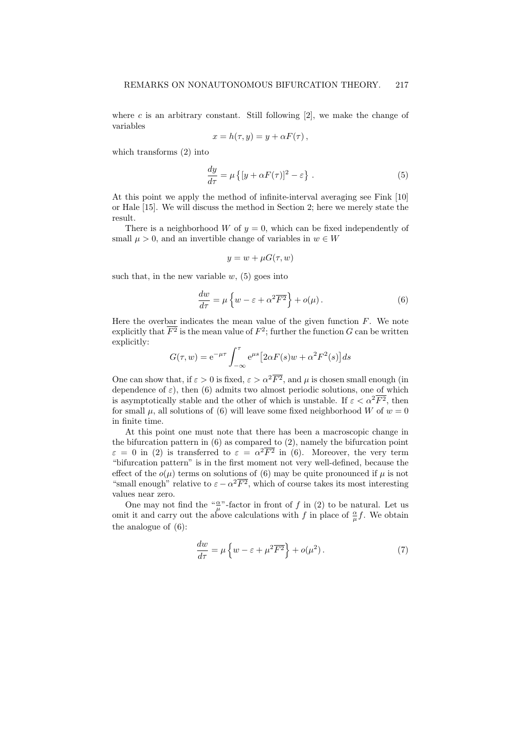where $c$ is an arbitrary constant. Still following [2], we make the change of variables

$$x = h(\tau, y) = y + \alpha F(\tau)\,,$$

which transforms (2) into

$$\frac{dy}{d\tau} = \mu\left\{[y + \alpha F(\tau)]^2 - \varepsilon\right\}\,. \tag{5}$$

At this point we apply the method of infinite-interval averaging see Fink [10] or Hale [15]. We will discuss the method in Section 2; here we merely state the result.

There is a neighborhood $W$ of $y = 0$, which can be fixed independently of small $\mu > 0$, and an invertible change of variables in $w \in W$

$$y = w + \mu G(\tau, w)$$

such that, in the new variable $w$, (5) goes into

$$\frac{dw}{d\tau} = \mu\left\{w - \varepsilon + \alpha^2\overline{F^2}\right\} + o(\mu)\,. \tag{6}$$

Here the overbar indicates the mean value of the given function $F$. We note explicitly that $\overline{F^2}$ is the mean value of $F^2$; further the function $G$ can be written explicitly:

$$G(\tau, w) = \mathrm{e}^{-\mu\tau}\int_{-\infty}^{\tau}\mathrm{e}^{\mu s}\big[2\alpha F(s)w + \alpha^2F^2(s)\big]\,ds$$

One can show that, if $\varepsilon > 0$ is fixed, $\varepsilon > \alpha^2\overline{F^2}$, and $\mu$ is chosen small enough (in dependence of $\varepsilon$), then (6) admits two almost periodic solutions, one of which is asymptotically stable and the other of which is unstable. If $\varepsilon < \alpha^2\overline{F^2}$, then for small $\mu$, all solutions of (6) will leave some fixed neighborhood $W$ of $w = 0$ in finite time.

At this point one must note that there has been a macroscopic change in the bifurcation pattern in (6) as compared to (2), namely the bifurcation point $\varepsilon = 0$ in (2) is transferred to $\varepsilon = \alpha^2\overline{F^2}$ in (6). Moreover, the very term "bifurcation pattern" is in the first moment not very well-defined, because the effect of the $o(\mu)$ terms on solutions of (6) may be quite pronounced if $\mu$ is not "small enough" relative to $\varepsilon - \alpha^2\overline{F^2}$, which of course takes its most interesting values near zero.

One may not find the "$\frac{\alpha}{\mu}$"-factor in front of $f$ in (2) to be natural. Let us omit it and carry out the above calculations with $f$ in place of $\frac{\alpha}{\mu}f$. We obtain the analogue of (6):

$$\frac{dw}{d\tau} = \mu\left\{w - \varepsilon + \mu^2\overline{F^2}\right\} + o(\mu^2)\,. \tag{7}$$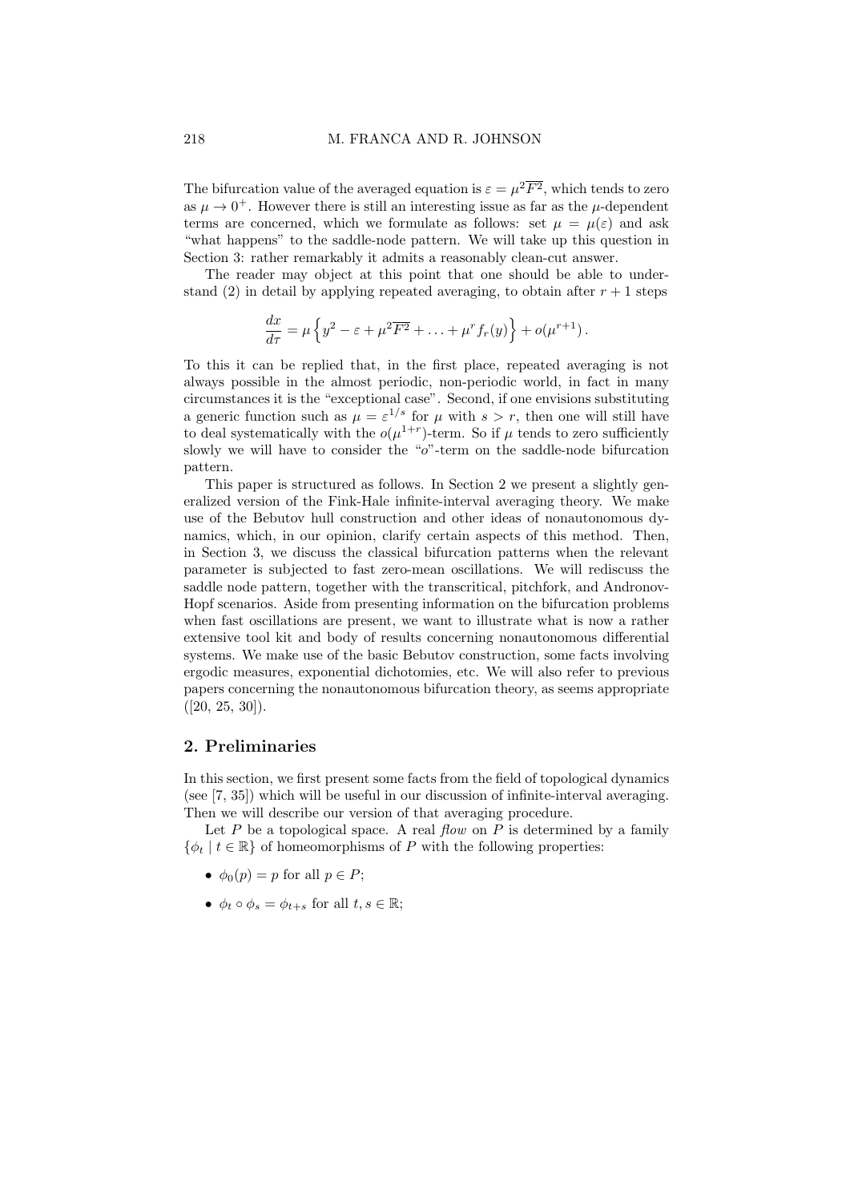The bifurcation value of the averaged equation is $\varepsilon = \mu^2\overline{F^2}$, which tends to zero as $\mu \to 0^+$. However there is still an interesting issue as far as the $\mu$-dependent terms are concerned, which we formulate as follows: set $\mu = \mu(\varepsilon)$ and ask "what happens" to the saddle-node pattern. We will take up this question in Section 3: rather remarkably it admits a reasonably clean-cut answer.

The reader may object at this point that one should be able to understand (2) in detail by applying repeated averaging, to obtain after $r+1$ steps

$$\frac{dx}{d\tau} = \mu\left\{y^2 - \varepsilon + \mu^2\overline{F^2} + \ldots + \mu^r f_r(y)\right\} + o(\mu^{r+1})\,.$$

To this it can be replied that, in the first place, repeated averaging is not always possible in the almost periodic, non-periodic world, in fact in many circumstances it is the "exceptional case". Second, if one envisions substituting a generic function such as $\mu = \varepsilon^{1/s}$ for $\mu$ with $s > r$, then one will still have to deal systematically with the $o(\mu^{1+r})$-term. So if $\mu$ tends to zero sufficiently slowly we will have to consider the "$o$"-term on the saddle-node bifurcation pattern.

This paper is structured as follows. In Section 2 we present a slightly generalized version of the Fink-Hale infinite-interval averaging theory. We make use of the Bebutov hull construction and other ideas of nonautonomous dynamics, which, in our opinion, clarify certain aspects of this method. Then, in Section 3, we discuss the classical bifurcation patterns when the relevant parameter is subjected to fast zero-mean oscillations. We will rediscuss the saddle node pattern, together with the transcritical, pitchfork, and Andronov-Hopf scenarios. Aside from presenting information on the bifurcation problems when fast oscillations are present, we want to illustrate what is now a rather extensive tool kit and body of results concerning nonautonomous differential systems. We make use of the basic Bebutov construction, some facts involving ergodic measures, exponential dichotomies, etc. We will also refer to previous papers concerning the nonautonomous bifurcation theory, as seems appropriate ([20, 25, 30]).

## 2. Preliminaries

In this section, we first present some facts from the field of topological dynamics (see [7, 35]) which will be useful in our discussion of infinite-interval averaging. Then we will describe our version of that averaging procedure.

Let $P$ be a topological space. A real *flow* on $P$ is determined by a family $\{\phi_t \mid t \in \mathbb{R}\}$ of homeomorphisms of $P$ with the following properties:

- $\phi_0(p) = p$ for all $p \in P$;
- $\phi_t \circ \phi_s = \phi_{t+s}$ for all $t, s \in \mathbb{R}$;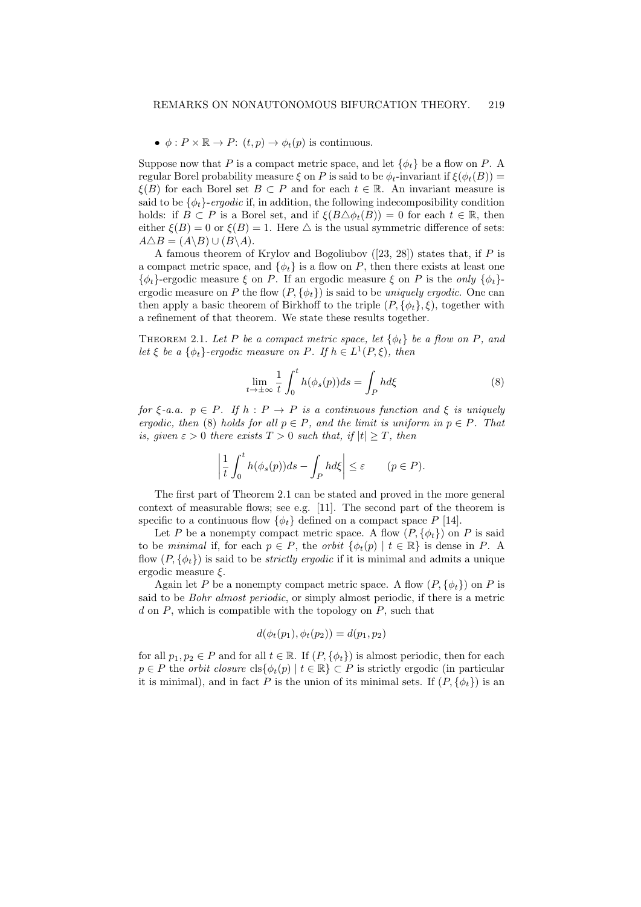- $\phi : P \times \mathbb{R} \to P$: $(t,p) \to \phi_t(p)$ is continuous.

Suppose now that $P$ is a compact metric space, and let $\{\phi_t\}$ be a flow on $P$. A regular Borel probability measure $\xi$ on $P$ is said to be $\phi_t$-invariant if $\xi(\phi_t(B)) = \xi(B)$ for each Borel set $B \subset P$ and for each $t \in \mathbb{R}$. An invariant measure is said to be $\{\phi_t\}$-*ergodic* if, in addition, the following indecomposibility condition holds: if $B \subset P$ is a Borel set, and if $\xi(B \triangle \phi_t(B)) = 0$ for each $t \in \mathbb{R}$, then either $\xi(B) = 0$ or $\xi(B) = 1$. Here $\triangle$ is the usual symmetric difference of sets: $A \triangle B = (A \backslash B) \cup (B \backslash A)$.

A famous theorem of Krylov and Bogoliubov ([23, 28]) states that, if $P$ is a compact metric space, and $\{\phi_t\}$ is a flow on $P$, then there exists at least one $\{\phi_t\}$-ergodic measure $\xi$ on $P$. If an ergodic measure $\xi$ on $P$ is the *only* $\{\phi_t\}$-ergodic measure on $P$ the flow $(P, \{\phi_t\})$ is said to be *uniquely ergodic*. One can then apply a basic theorem of Birkhoff to the triple $(P, \{\phi_t\}, \xi)$, together with a refinement of that theorem. We state these results together.

Theorem 2.1. *Let $P$ be a compact metric space, let $\{\phi_t\}$ be a flow on $P$, and let $\xi$ be a $\{\phi_t\}$-ergodic measure on $P$. If $h \in L^1(P, \xi)$, then*

$$\lim_{t \to \pm\infty} \frac{1}{t} \int_0^t h(\phi_s(p)) ds = \int_P h d\xi \tag{8}$$

*for $\xi$-a.a. $p \in P$. If $h : P \to P$ is a continuous function and $\xi$ is uniquely ergodic, then* (8) *holds for all $p \in P$, and the limit is uniform in $p \in P$. That is, given $\varepsilon > 0$ there exists $T > 0$ such that, if $|t| \geq T$, then*

$$\left| \frac{1}{t} \int_0^t h(\phi_s(p)) ds - \int_P h d\xi \right| \leq \varepsilon \qquad (p \in P).$$

The first part of Theorem 2.1 can be stated and proved in the more general context of measurable flows; see e.g. [11]. The second part of the theorem is specific to a continuous flow $\{\phi_t\}$ defined on a compact space $P$ [14].

Let $P$ be a nonempty compact metric space. A flow $(P, \{\phi_t\})$ on $P$ is said to be *minimal* if, for each $p \in P$, the *orbit* $\{\phi_t(p) \mid t \in \mathbb{R}\}$ is dense in $P$. A flow $(P, \{\phi_t\})$ is said to be *strictly ergodic* if it is minimal and admits a unique ergodic measure $\xi$.

Again let $P$ be a nonempty compact metric space. A flow $(P, \{\phi_t\})$ on $P$ is said to be *Bohr almost periodic*, or simply almost periodic, if there is a metric $d$ on $P$, which is compatible with the topology on $P$, such that

$$d(\phi_t(p_1), \phi_t(p_2)) = d(p_1, p_2)$$

for all $p_1, p_2 \in P$ and for all $t \in \mathbb{R}$. If $(P, \{\phi_t\})$ is almost periodic, then for each $p \in P$ the *orbit closure* $\text{cls}\{\phi_t(p) \mid t \in \mathbb{R}\} \subset P$ is strictly ergodic (in particular it is minimal), and in fact $P$ is the union of its minimal sets. If $(P, \{\phi_t\})$ is an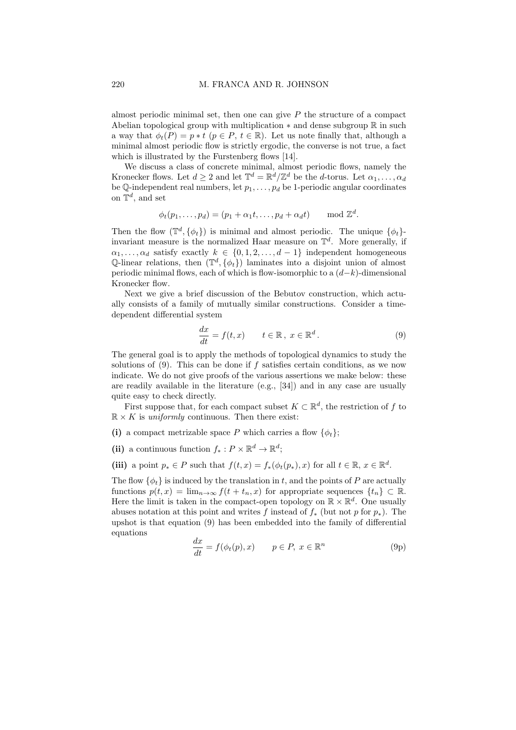almost periodic minimal set, then one can give $P$ the structure of a compact Abelian topological group with multiplication $*$ and dense subgroup $\mathbb{R}$ in such a way that $\phi_t(P) = p * t$ ($p \in P$, $t \in \mathbb{R}$). Let us note finally that, although a minimal almost periodic flow is strictly ergodic, the converse is not true, a fact which is illustrated by the Furstenberg flows [14].

We discuss a class of concrete minimal, almost periodic flows, namely the Kronecker flows. Let $d \geq 2$ and let $\mathbb{T}^d = \mathbb{R}^d/\mathbb{Z}^d$ be the $d$-torus. Let $\alpha_1, \dots, \alpha_d$ be $\mathbb{Q}$-independent real numbers, let $p_1, \dots, p_d$ be 1-periodic angular coordinates on $\mathbb{T}^d$, and set

$$\phi_t(p_1, \dots, p_d) = (p_1 + \alpha_1 t, \dots, p_d + \alpha_d t) \qquad \mod \mathbb{Z}^d.$$

Then the flow $(\mathbb{T}^d, \{\phi_t\})$ is minimal and almost periodic. The unique $\{\phi_t\}$-invariant measure is the normalized Haar measure on $\mathbb{T}^d$. More generally, if $\alpha_1, \dots, \alpha_d$ satisfy exactly $k \in \{0, 1, 2, \dots, d-1\}$ independent homogeneous $\mathbb{Q}$-linear relations, then $(\mathbb{T}^d, \{\phi_t\})$ laminates into a disjoint union of almost periodic minimal flows, each of which is flow-isomorphic to a $(d-k)$-dimensional Kronecker flow.

Next we give a brief discussion of the Bebutov construction, which actually consists of a family of mutually similar constructions. Consider a time-dependent differential system

$$\frac{dx}{dt} = f(t, x) \qquad t \in \mathbb{R}\,,\ x \in \mathbb{R}^d\,. \tag{9}$$

The general goal is to apply the methods of topological dynamics to study the solutions of (9). This can be done if $f$ satisfies certain conditions, as we now indicate. We do not give proofs of the various assertions we make below: these are readily available in the literature (e.g., [34]) and in any case are usually quite easy to check directly.

First suppose that, for each compact subset $K \subset \mathbb{R}^d$, the restriction of $f$ to $\mathbb{R} \times K$ is *uniformly* continuous. Then there exist:

**(i)** a compact metrizable space $P$ which carries a flow $\{\phi_t\}$;

**(ii)** a continuous function $f_* : P \times \mathbb{R}^d \to \mathbb{R}^d$;

**(iii)** a point $p_* \in P$ such that $f(t, x) = f_*(\phi_t(p_*), x)$ for all $t \in \mathbb{R}$, $x \in \mathbb{R}^d$.

The flow $\{\phi_t\}$ is induced by the translation in $t$, and the points of $P$ are actually functions $p(t, x) = \lim_{n\to\infty} f(t + t_n, x)$ for appropriate sequences $\{t_n\} \subset \mathbb{R}$. Here the limit is taken in the compact-open topology on $\mathbb{R} \times \mathbb{R}^d$. One usually abuses notation at this point and writes $f$ instead of $f_*$ (but not $p$ for $p_*$). The upshot is that equation (9) has been embedded into the family of differential equations

$$\frac{dx}{dt} = f(\phi_t(p), x) \qquad p \in P,\ x \in \mathbb{R}^n \tag{9p}$$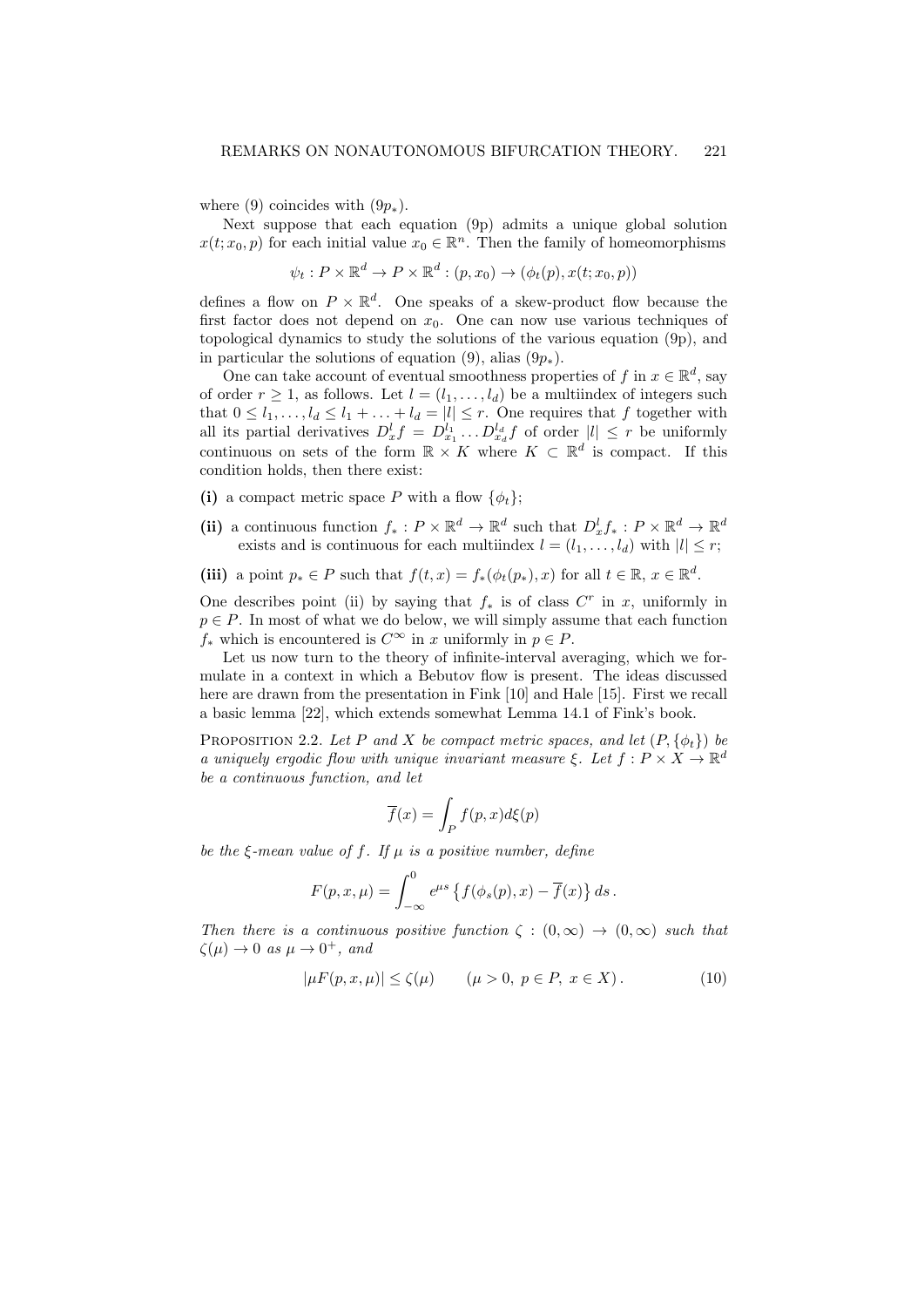where (9) coincides with ($9p_*$).

Next suppose that each equation (9p) admits a unique global solution $x(t; x_0, p)$ for each initial value $x_0 \in \mathbb{R}^n$. Then the family of homeomorphisms

$$\psi_t : P \times \mathbb{R}^d \to P \times \mathbb{R}^d : (p, x_0) \to (\phi_t(p), x(t; x_0, p))$$

defines a flow on $P \times \mathbb{R}^d$. One speaks of a skew-product flow because the first factor does not depend on $x_0$. One can now use various techniques of topological dynamics to study the solutions of the various equation (9p), and in particular the solutions of equation (9), alias ($9p_*$).

One can take account of eventual smoothness properties of $f$ in $x \in \mathbb{R}^d$, say of order $r \geq 1$, as follows. Let $l = (l_1, \ldots, l_d)$ be a multiindex of integers such that $0 \leq l_1, \ldots, l_d \leq l_1 + \ldots + l_d = |l| \leq r$. One requires that $f$ together with all its partial derivatives $D^l_x f = D^{l_1}_{x_1} \ldots D^{l_d}_{x_d} f$ of order $|l| \leq r$ be uniformly continuous on sets of the form $\mathbb{R} \times K$ where $K \subset \mathbb{R}^d$ is compact. If this condition holds, then there exist:

**(i)** a compact metric space $P$ with a flow $\{\phi_t\}$;

**(ii)** a continuous function $f_* : P \times \mathbb{R}^d \to \mathbb{R}^d$ such that $D^l_x f_* : P \times \mathbb{R}^d \to \mathbb{R}^d$ exists and is continuous for each multiindex $l = (l_1, \ldots, l_d)$ with $|l| \leq r$;

**(iii)** a point $p_* \in P$ such that $f(t, x) = f_*(\phi_t(p_*), x)$ for all $t \in \mathbb{R}$, $x \in \mathbb{R}^d$.

One describes point (ii) by saying that $f_*$ is of class $C^r$ in $x$, uniformly in $p \in P$. In most of what we do below, we will simply assume that each function $f_*$ which is encountered is $C^\infty$ in $x$ uniformly in $p \in P$.

Let us now turn to the theory of infinite-interval averaging, which we formulate in a context in which a Bebutov flow is present. The ideas discussed here are drawn from the presentation in Fink [10] and Hale [15]. First we recall a basic lemma [22], which extends somewhat Lemma 14.1 of Fink's book.

Proposition 2.2. *Let $P$ and $X$ be compact metric spaces, and let $(P, \{\phi_t\})$ be a uniquely ergodic flow with unique invariant measure $\xi$. Let $f : P \times X \to \mathbb{R}^d$ be a continuous function, and let*

$$\overline{f}(x) = \int_P f(p, x) d\xi(p)$$

*be the $\xi$-mean value of $f$. If $\mu$ is a positive number, define*

$$F(p, x, \mu) = \int_{-\infty}^{0} e^{\mu s} \left\{ f(\phi_s(p), x) - \overline{f}(x) \right\} ds \,.$$

*Then there is a continuous positive function $\zeta : (0, \infty) \to (0, \infty)$ such that $\zeta(\mu) \to 0$ as $\mu \to 0^+$, and*

$$|\mu F(p, x, \mu)| \leq \zeta(\mu) \qquad (\mu > 0,\ p \in P,\ x \in X)\,. \tag{10}$$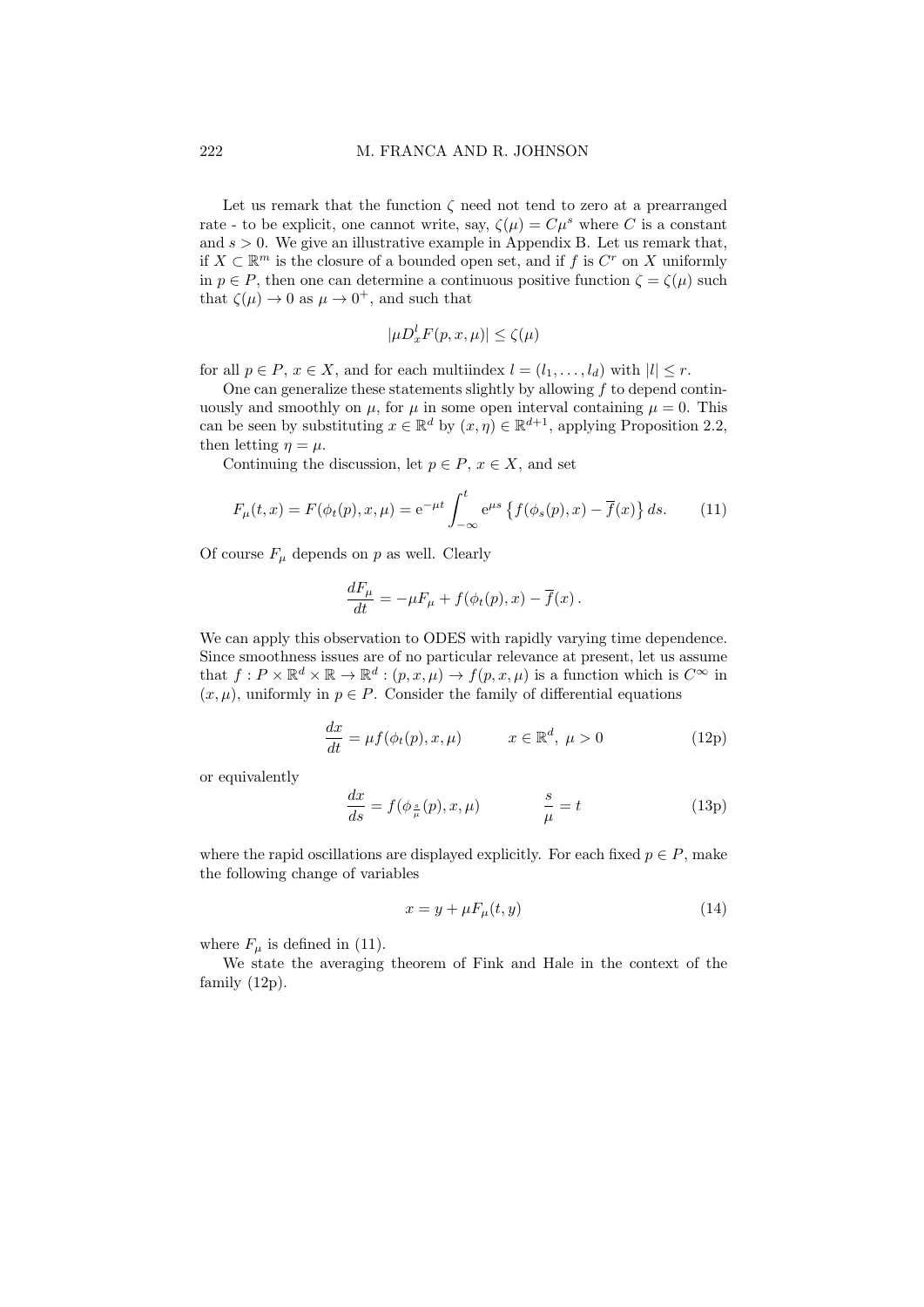Let us remark that the function $\zeta$ need not tend to zero at a prearranged rate - to be explicit, one cannot write, say, $\zeta(\mu) = C\mu^s$ where $C$ is a constant and $s > 0$. We give an illustrative example in Appendix B. Let us remark that, if $X \subset \mathbb{R}^m$ is the closure of a bounded open set, and if $f$ is $C^r$ on $X$ uniformly in $p \in P$, then one can determine a continuous positive function $\zeta = \zeta(\mu)$ such that $\zeta(\mu) \to 0$ as $\mu \to 0^+$, and such that

$$|\mu D_x^l F(p, x, \mu)| \leq \zeta(\mu)$$

for all $p \in P$, $x \in X$, and for each multiindex $l = (l_1, \ldots, l_d)$ with $|l| \leq r$.

One can generalize these statements slightly by allowing $f$ to depend continuously and smoothly on $\mu$, for $\mu$ in some open interval containing $\mu = 0$. This can be seen by substituting $x \in \mathbb{R}^d$ by $(x, \eta) \in \mathbb{R}^{d+1}$, applying Proposition 2.2, then letting $\eta = \mu$.

Continuing the discussion, let $p \in P$, $x \in X$, and set

$$F_\mu(t, x) = F(\phi_t(p), x, \mu) = \mathrm{e}^{-\mu t} \int_{-\infty}^{t} \mathrm{e}^{\mu s} \left\{ f(\phi_s(p), x) - \overline{f}(x) \right\} ds. \tag{11}$$

Of course $F_\mu$ depends on $p$ as well. Clearly

$$\frac{dF_\mu}{dt} = -\mu F_\mu + f(\phi_t(p), x) - \overline{f}(x)\,.$$

We can apply this observation to ODES with rapidly varying time dependence. Since smoothness issues are of no particular relevance at present, let us assume that $f : P \times \mathbb{R}^d \times \mathbb{R} \to \mathbb{R}^d : (p, x, \mu) \to f(p, x, \mu)$ is a function which is $C^\infty$ in $(x, \mu)$, uniformly in $p \in P$. Consider the family of differential equations

$$\frac{dx}{dt} = \mu f(\phi_t(p), x, \mu) \qquad\qquad x \in \mathbb{R}^d,\ \mu > 0 \tag{12p}$$

or equivalently

$$\frac{dx}{ds} = f(\phi_{\frac{s}{\mu}}(p), x, \mu) \qquad\qquad \frac{s}{\mu} = t \tag{13p}$$

where the rapid oscillations are displayed explicitly. For each fixed $p \in P$, make the following change of variables

$$x = y + \mu F_\mu(t, y) \tag{14}$$

where $F_\mu$ is defined in (11).

We state the averaging theorem of Fink and Hale in the context of the family (12p).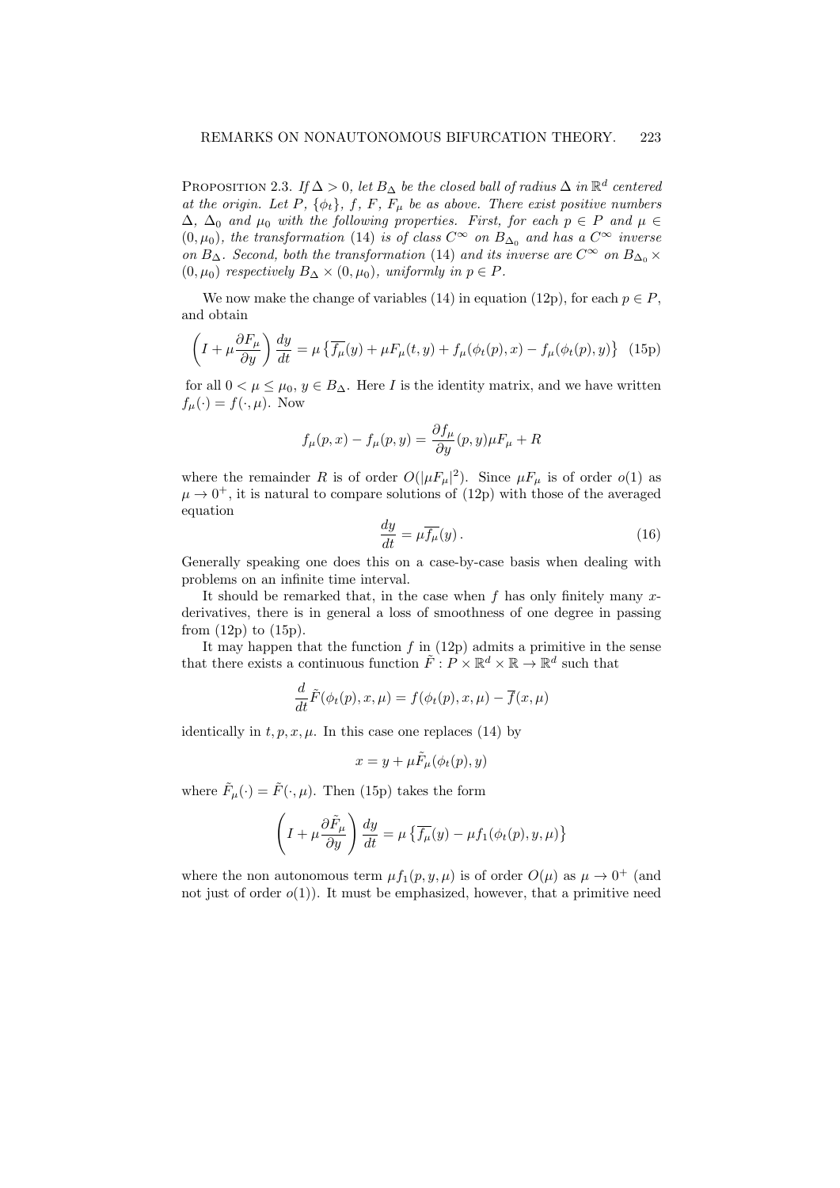**Proposition 2.3.** *If $\Delta > 0$, let $B_\Delta$ be the closed ball of radius $\Delta$ in $\mathbb{R}^d$ centered at the origin. Let $P$, $\{\phi_t\}$, $f$, $F$, $F_\mu$ be as above. There exist positive numbers $\Delta$, $\Delta_0$ and $\mu_0$ with the following properties. First, for each $p \in P$ and $\mu \in (0, \mu_0)$, the transformation* (14) *is of class $C^\infty$ on $B_{\Delta_0}$ and has a $C^\infty$ inverse on $B_\Delta$. Second, both the transformation* (14) *and its inverse are $C^\infty$ on $B_{\Delta_0} \times (0, \mu_0)$ respectively $B_\Delta \times (0, \mu_0)$, uniformly in $p \in P$.*

We now make the change of variables (14) in equation (12p), for each $p \in P$, and obtain

$$\left( I + \mu \frac{\partial F_\mu}{\partial y} \right) \frac{dy}{dt} = \mu \left\{ \overline{f_\mu}(y) + \mu F_\mu(t, y) + f_\mu(\phi_t(p), x) - f_\mu(\phi_t(p), y) \right\} \quad \text{(15p)}$$

for all $0 < \mu \leq \mu_0$, $y \in B_\Delta$. Here $I$ is the identity matrix, and we have written $f_\mu(\cdot) = f(\cdot, \mu)$. Now

$$f_\mu(p, x) - f_\mu(p, y) = \frac{\partial f_\mu}{\partial y}(p, y) \mu F_\mu + R$$

where the remainder $R$ is of order $O(|\mu F_\mu|^2)$. Since $\mu F_\mu$ is of order $o(1)$ as $\mu \to 0^+$, it is natural to compare solutions of (12p) with those of the averaged equation

$$\frac{dy}{dt} = \mu \overline{f_\mu}(y) \,. \tag{16}$$

Generally speaking one does this on a case-by-case basis when dealing with problems on an infinite time interval.

It should be remarked that, in the case when $f$ has only finitely many $x$-derivatives, there is in general a loss of smoothness of one degree in passing from (12p) to (15p).

It may happen that the function $f$ in (12p) admits a primitive in the sense that there exists a continuous function $\tilde{F} : P \times \mathbb{R}^d \times \mathbb{R} \to \mathbb{R}^d$ such that

$$\frac{d}{dt} \tilde{F}(\phi_t(p), x, \mu) = f(\phi_t(p), x, \mu) - \overline{f}(x, \mu)$$

identically in $t, p, x, \mu$. In this case one replaces (14) by

$$x = y + \mu \tilde{F}_\mu(\phi_t(p), y)$$

where $\tilde{F}_\mu(\cdot) = \tilde{F}(\cdot, \mu)$. Then (15p) takes the form

$$\left( I + \mu \frac{\partial \tilde{F}_\mu}{\partial y} \right) \frac{dy}{dt} = \mu \left\{ \overline{f_\mu}(y) - \mu f_1(\phi_t(p), y, \mu) \right\}$$

where the non autonomous term $\mu f_1(p, y, \mu)$ is of order $O(\mu)$ as $\mu \to 0^+$ (and not just of order $o(1)$). It must be emphasized, however, that a primitive need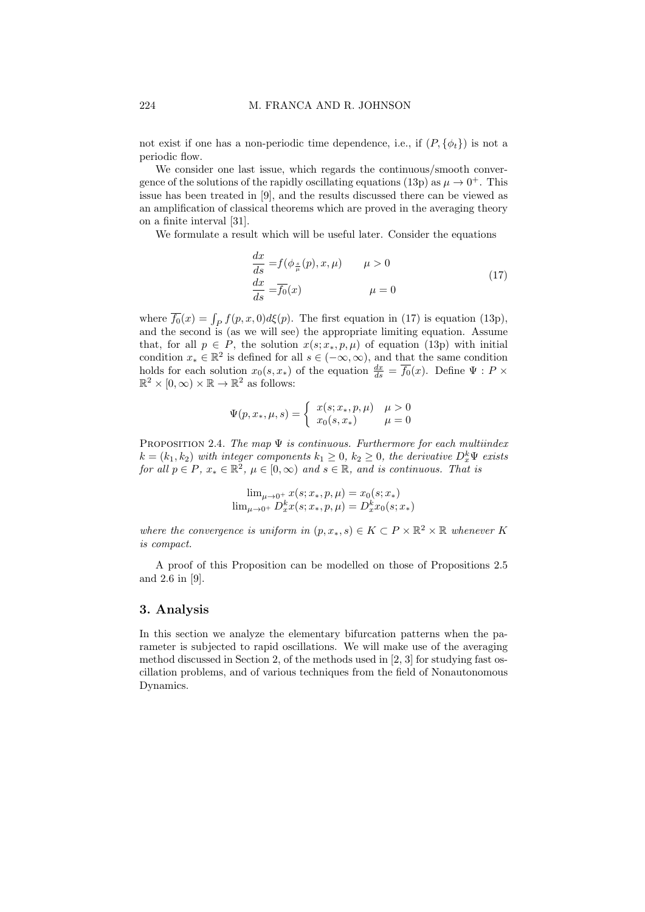not exist if one has a non-periodic time dependence, i.e., if $(P, \{\phi_t\})$ is not a periodic flow.

We consider one last issue, which regards the continuous/smooth convergence of the solutions of the rapidly oscillating equations (13p) as $\mu \to 0^+$. This issue has been treated in [9], and the results discussed there can be viewed as an amplification of classical theorems which are proved in the averaging theory on a finite interval [31].

We formulate a result which will be useful later. Consider the equations

$$
\begin{aligned}
\frac{dx}{ds} &= f(\phi_{\frac{s}{\mu}}(p), x, \mu) \qquad \mu > 0 \\
\frac{dx}{ds} &= \overline{f_0}(x) \qquad\qquad\quad \mu = 0
\end{aligned}
\tag{17}
$$

where $\overline{f_0}(x) = \int_P f(p, x, 0) d\xi(p)$. The first equation in (17) is equation (13p), and the second is (as we will see) the appropriate limiting equation. Assume that, for all $p \in P$, the solution $x(s; x_*, p, \mu)$ of equation (13p) with initial condition $x_* \in \mathbb{R}^2$ is defined for all $s \in (-\infty, \infty)$, and that the same condition holds for each solution $x_0(s, x_*)$ of the equation $\frac{dx}{ds} = \overline{f_0}(x)$. Define $\Psi : P \times \mathbb{R}^2 \times [0, \infty) \times \mathbb{R} \to \mathbb{R}^2$ as follows:

$$
\Psi(p, x_*, \mu, s) = \begin{cases} x(s; x_*, p, \mu) & \mu > 0 \\ x_0(s, x_*) & \mu = 0 \end{cases}
$$

Proposition 2.4. *The map $\Psi$ is continuous. Furthermore for each multiindex $k = (k_1, k_2)$ with integer components $k_1 \geq 0$, $k_2 \geq 0$, the derivative $D_x^k \Psi$ exists for all $p \in P$, $x_* \in \mathbb{R}^2$, $\mu \in [0, \infty)$ and $s \in \mathbb{R}$, and is continuous. That is*

$$
\begin{aligned}
\lim\nolimits_{\mu \to 0^+} x(s; x_*, p, \mu) &= x_0(s; x_*) \\
\lim\nolimits_{\mu \to 0^+} D_x^k x(s; x_*, p, \mu) &= D_x^k x_0(s; x_*)
\end{aligned}
$$

*where the convergence is uniform in $(p, x_*, s) \in K \subset P \times \mathbb{R}^2 \times \mathbb{R}$ whenever $K$ is compact.*

A proof of this Proposition can be modelled on those of Propositions 2.5 and 2.6 in [9].

## 3. Analysis

In this section we analyze the elementary bifurcation patterns when the parameter is subjected to rapid oscillations. We will make use of the averaging method discussed in Section 2, of the methods used in [2, 3] for studying fast oscillation problems, and of various techniques from the field of Nonautonomous Dynamics.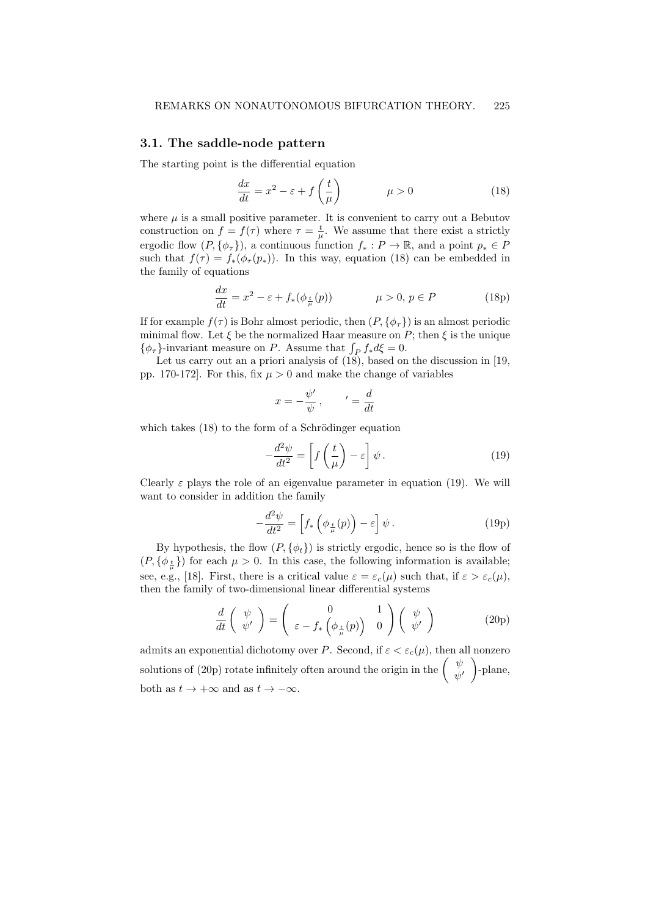### 3.1. The saddle-node pattern

The starting point is the differential equation

$$\frac{dx}{dt} = x^2 - \varepsilon + f\left(\frac{t}{\mu}\right) \qquad\qquad \mu > 0 \tag{18}$$

where $\mu$ is a small positive parameter. It is convenient to carry out a Bebutov construction on $f = f(\tau)$ where $\tau = \frac{t}{\mu}$. We assume that there exist a strictly ergodic flow $(P, \{\phi_\tau\})$, a continuous function $f_* : P \to \mathbb{R}$, and a point $p_* \in P$ such that $f(\tau) = f_*(\phi_\tau(p_*))$. In this way, equation (18) can be embedded in the family of equations

$$\frac{dx}{dt} = x^2 - \varepsilon + f_*(\phi_{\frac{t}{\mu}}(p)) \qquad\qquad \mu > 0,\, p \in P \tag{18p}$$

If for example $f(\tau)$ is Bohr almost periodic, then $(P, \{\phi_\tau\})$ is an almost periodic minimal flow. Let $\xi$ be the normalized Haar measure on $P$; then $\xi$ is the unique $\{\phi_\tau\}$-invariant measure on $P$. Assume that $\int_P f_* d\xi = 0$.

Let us carry out an a priori analysis of (18), based on the discussion in [19, pp. 170-172]. For this, fix $\mu > 0$ and make the change of variables

$$x = -\frac{\psi'}{\psi}\,, \qquad ' = \frac{d}{dt}$$

which takes (18) to the form of a Schrödinger equation

$$-\frac{d^2\psi}{dt^2} = \left[f\left(\frac{t}{\mu}\right) - \varepsilon\right]\psi\,. \tag{19}$$

Clearly $\varepsilon$ plays the role of an eigenvalue parameter in equation (19). We will want to consider in addition the family

$$-\frac{d^2\psi}{dt^2} = \left[f_*\left(\phi_{\frac{t}{\mu}}(p)\right) - \varepsilon\right]\psi\,. \tag{19p}$$

By hypothesis, the flow $(P, \{\phi_t\})$ is strictly ergodic, hence so is the flow of $(P, \{\phi_{\frac{t}{\mu}}\})$ for each $\mu > 0$. In this case, the following information is available; see, e.g., [18]. First, there is a critical value $\varepsilon = \varepsilon_c(\mu)$ such that, if $\varepsilon > \varepsilon_c(\mu)$, then the family of two-dimensional linear differential systems

$$\frac{d}{dt}\begin{pmatrix} \psi \\ \psi' \end{pmatrix} = \begin{pmatrix} 0 & 1 \\ \varepsilon - f_*\left(\phi_{\frac{t}{\mu}}(p)\right) & 0 \end{pmatrix}\begin{pmatrix} \psi \\ \psi' \end{pmatrix} \tag{20p}$$

admits an exponential dichotomy over $P$. Second, if $\varepsilon < \varepsilon_c(\mu)$, then all nonzero solutions of (20p) rotate infinitely often around the origin in the $\begin{pmatrix} \psi \\ \psi' \end{pmatrix}$-plane, both as $t \to +\infty$ and as $t \to -\infty$.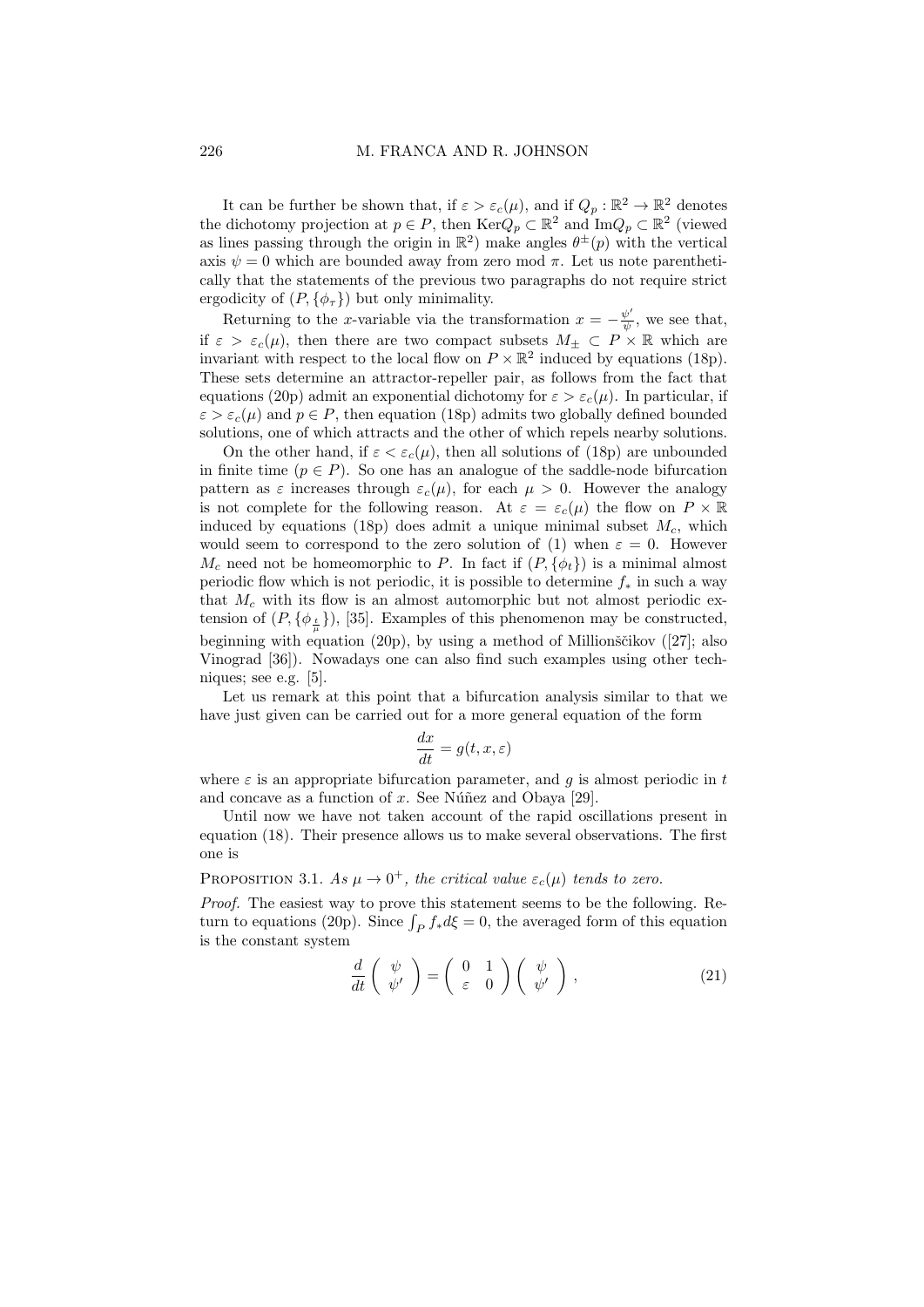It can be further be shown that, if $\varepsilon > \varepsilon_c(\mu)$, and if $Q_p : \mathbb{R}^2 \to \mathbb{R}^2$ denotes the dichotomy projection at $p \in P$, then $\mathrm{Ker}Q_p \subset \mathbb{R}^2$ and $\mathrm{Im}Q_p \subset \mathbb{R}^2$ (viewed as lines passing through the origin in $\mathbb{R}^2$) make angles $\theta^{\pm}(p)$ with the vertical axis $\psi = 0$ which are bounded away from zero mod $\pi$. Let us note parenthetically that the statements of the previous two paragraphs do not require strict ergodicity of $(P, \{\phi_\tau\})$ but only minimality.

Returning to the $x$-variable via the transformation $x = -\frac{\psi'}{\psi}$, we see that, if $\varepsilon > \varepsilon_c(\mu)$, then there are two compact subsets $M_{\pm} \subset P \times \mathbb{R}$ which are invariant with respect to the local flow on $P \times \mathbb{R}^2$ induced by equations (18p). These sets determine an attractor-repeller pair, as follows from the fact that equations (20p) admit an exponential dichotomy for $\varepsilon > \varepsilon_c(\mu)$. In particular, if $\varepsilon > \varepsilon_c(\mu)$ and $p \in P$, then equation (18p) admits two globally defined bounded solutions, one of which attracts and the other of which repels nearby solutions.

On the other hand, if $\varepsilon < \varepsilon_c(\mu)$, then all solutions of (18p) are unbounded in finite time ($p \in P$). So one has an analogue of the saddle-node bifurcation pattern as $\varepsilon$ increases through $\varepsilon_c(\mu)$, for each $\mu > 0$. However the analogy is not complete for the following reason. At $\varepsilon = \varepsilon_c(\mu)$ the flow on $P \times \mathbb{R}$ induced by equations (18p) does admit a unique minimal subset $M_c$, which would seem to correspond to the zero solution of (1) when $\varepsilon = 0$. However $M_c$ need not be homeomorphic to $P$. In fact if $(P, \{\phi_t\})$ is a minimal almost periodic flow which is not periodic, it is possible to determine $f_*$ in such a way that $M_c$ with its flow is an almost automorphic but not almost periodic extension of $(P, \{\phi_{\frac{t}{\mu}}\})$, [35]. Examples of this phenomenon may be constructed, beginning with equation (20p), by using a method of Millionščikov ([27]; also Vinograd [36]). Nowadays one can also find such examples using other techniques; see e.g. [5].

Let us remark at this point that a bifurcation analysis similar to that we have just given can be carried out for a more general equation of the form

$$\frac{dx}{dt} = g(t, x, \varepsilon)$$

where $\varepsilon$ is an appropriate bifurcation parameter, and $g$ is almost periodic in $t$ and concave as a function of $x$. See Núñez and Obaya [29].

Until now we have not taken account of the rapid oscillations present in equation (18). Their presence allows us to make several observations. The first one is

**Proposition 3.1.** *As $\mu \to 0^+$, the critical value $\varepsilon_c(\mu)$ tends to zero.*

*Proof.* The easiest way to prove this statement seems to be the following. Return to equations (20p). Since $\int_P f_* d\xi = 0$, the averaged form of this equation is the constant system

$$\frac{d}{dt}\begin{pmatrix} \psi \\ \psi' \end{pmatrix} = \begin{pmatrix} 0 & 1 \\ \varepsilon & 0 \end{pmatrix}\begin{pmatrix} \psi \\ \psi' \end{pmatrix}, \tag{21}$$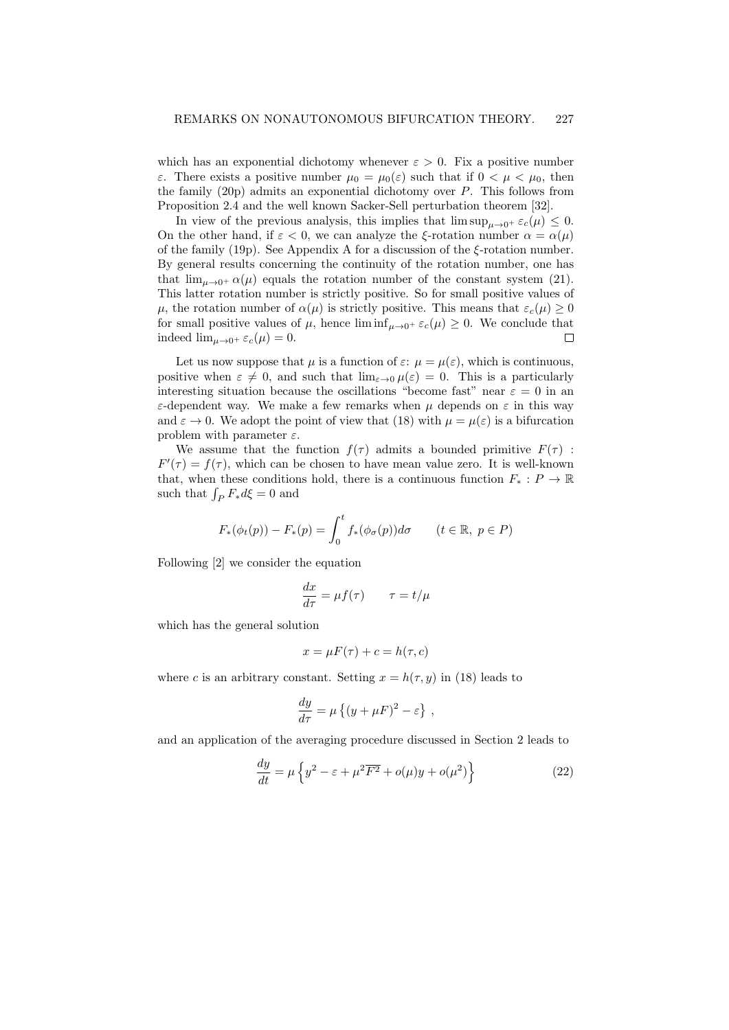which has an exponential dichotomy whenever $\varepsilon > 0$. Fix a positive number $\varepsilon$. There exists a positive number $\mu_0 = \mu_0(\varepsilon)$ such that if $0 < \mu < \mu_0$, then the family (20p) admits an exponential dichotomy over $P$. This follows from Proposition 2.4 and the well known Sacker-Sell perturbation theorem [32].

In view of the previous analysis, this implies that $\limsup_{\mu\to 0^+} \varepsilon_c(\mu) \le 0$. On the other hand, if $\varepsilon < 0$, we can analyze the $\xi$-rotation number $\alpha = \alpha(\mu)$ of the family (19p). See Appendix A for a discussion of the $\xi$-rotation number. By general results concerning the continuity of the rotation number, one has that $\lim_{\mu\to 0^+} \alpha(\mu)$ equals the rotation number of the constant system (21). This latter rotation number is strictly positive. So for small positive values of $\mu$, the rotation number of $\alpha(\mu)$ is strictly positive. This means that $\varepsilon_c(\mu) \ge 0$ for small positive values of $\mu$, hence $\liminf_{\mu\to 0^+} \varepsilon_c(\mu) \ge 0$. We conclude that indeed $\lim_{\mu\to 0^+} \varepsilon_c(\mu) = 0$. □

Let us now suppose that $\mu$ is a function of $\varepsilon$: $\mu = \mu(\varepsilon)$, which is continuous, positive when $\varepsilon \neq 0$, and such that $\lim_{\varepsilon\to 0} \mu(\varepsilon) = 0$. This is a particularly interesting situation because the oscillations "become fast" near $\varepsilon = 0$ in an $\varepsilon$-dependent way. We make a few remarks when $\mu$ depends on $\varepsilon$ in this way and $\varepsilon \to 0$. We adopt the point of view that (18) with $\mu = \mu(\varepsilon)$ is a bifurcation problem with parameter $\varepsilon$.

We assume that the function $f(\tau)$ admits a bounded primitive $F(\tau)$ : $F'(\tau) = f(\tau)$, which can be chosen to have mean value zero. It is well-known that, when these conditions hold, there is a continuous function $F_* : P \to \mathbb{R}$ such that $\int_P F_* d\xi = 0$ and

$$F_*(\phi_t(p)) - F_*(p) = \int_0^t f_*(\phi_\sigma(p))d\sigma \qquad (t \in \mathbb{R},\ p \in P)$$

Following [2] we consider the equation

$$\frac{dx}{d\tau} = \mu f(\tau) \qquad \tau = t/\mu$$

which has the general solution

$$x = \mu F(\tau) + c = h(\tau, c)$$

where $c$ is an arbitrary constant. Setting $x = h(\tau, y)$ in (18) leads to

$$\frac{dy}{d\tau} = \mu \left\{ (y + \mu F)^2 - \varepsilon \right\} ,$$

and an application of the averaging procedure discussed in Section 2 leads to

$$\frac{dy}{dt} = \mu \left\{ y^2 - \varepsilon + \mu^2 \overline{F^2} + o(\mu) y + o(\mu^2) \right\} \tag{22}$$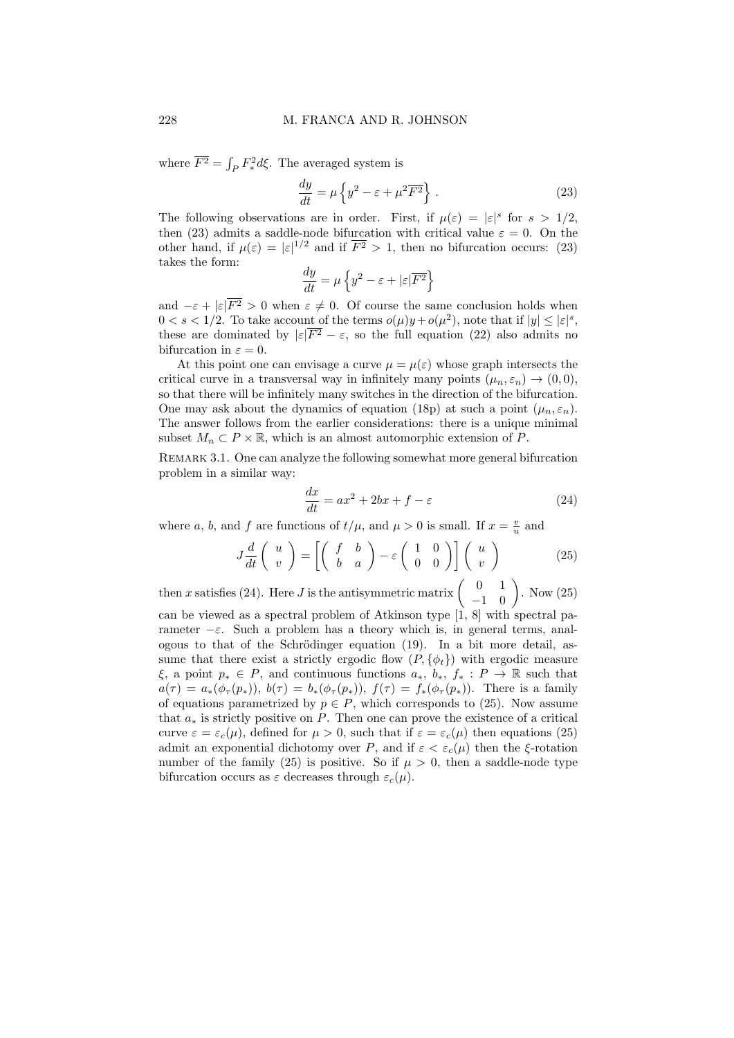where $\overline{F^2} = \int_P F_*^2 d\xi$. The averaged system is

$$\frac{dy}{dt} = \mu \left\{ y^2 - \varepsilon + \mu^2 \overline{F^2} \right\} . \tag{23}$$

The following observations are in order. First, if $\mu(\varepsilon) = |\varepsilon|^s$ for $s > 1/2$, then (23) admits a saddle-node bifurcation with critical value $\varepsilon = 0$. On the other hand, if $\mu(\varepsilon) = |\varepsilon|^{1/2}$ and if $\overline{F^2} > 1$, then no bifurcation occurs: (23) takes the form:

$$\frac{dy}{dt} = \mu \left\{ y^2 - \varepsilon + |\varepsilon| \overline{F^2} \right\}$$

and $-\varepsilon + |\varepsilon|\overline{F^2} > 0$ when $\varepsilon \neq 0$. Of course the same conclusion holds when $0 < s < 1/2$. To take account of the terms $o(\mu)y + o(\mu^2)$, note that if $|y| \leq |\varepsilon|^s$, these are dominated by $|\varepsilon|\overline{F^2} - \varepsilon$, so the full equation (22) also admits no bifurcation in $\varepsilon = 0$.

At this point one can envisage a curve $\mu = \mu(\varepsilon)$ whose graph intersects the critical curve in a transversal way in infinitely many points $(\mu_n, \varepsilon_n) \to (0, 0)$, so that there will be infinitely many switches in the direction of the bifurcation. One may ask about the dynamics of equation (18p) at such a point $(\mu_n, \varepsilon_n)$. The answer follows from the earlier considerations: there is a unique minimal subset $M_n \subset P \times \mathbb{R}$, which is an almost automorphic extension of $P$.

Remark 3.1. One can analyze the following somewhat more general bifurcation problem in a similar way:

$$\frac{dx}{dt} = ax^2 + 2bx + f - \varepsilon \tag{24}$$

where $a$, $b$, and $f$ are functions of $t/\mu$, and $\mu > 0$ is small. If $x = \frac{v}{u}$ and

$$J \frac{d}{dt} \begin{pmatrix} u \\ v \end{pmatrix} = \left[ \begin{pmatrix} f & b \\ b & a \end{pmatrix} - \varepsilon \begin{pmatrix} 1 & 0 \\ 0 & 0 \end{pmatrix} \right] \begin{pmatrix} u \\ v \end{pmatrix} \tag{25}$$

then $x$ satisfies (24). Here $J$ is the antisymmetric matrix $\begin{pmatrix} 0 & 1 \\ -1 & 0 \end{pmatrix}$. Now (25) can be viewed as a spectral problem of Atkinson type [1, 8] with spectral parameter $-\varepsilon$. Such a problem has a theory which is, in general terms, analogous to that of the Schrödinger equation (19). In a bit more detail, assume that there exist a strictly ergodic flow $(P, \{\phi_t\})$ with ergodic measure $\xi$, a point $p_* \in P$, and continuous functions $a_*$, $b_*$, $f_* : P \to \mathbb{R}$ such that $a(\tau) = a_*(\phi_\tau(p_*))$, $b(\tau) = b_*(\phi_\tau(p_*))$, $f(\tau) = f_*(\phi_\tau(p_*))$. There is a family of equations parametrized by $p \in P$, which corresponds to (25). Now assume that $a_*$ is strictly positive on $P$. Then one can prove the existence of a critical curve $\varepsilon = \varepsilon_c(\mu)$, defined for $\mu > 0$, such that if $\varepsilon = \varepsilon_c(\mu)$ then equations (25) admit an exponential dichotomy over $P$, and if $\varepsilon < \varepsilon_c(\mu)$ then the $\xi$-rotation number of the family (25) is positive. So if $\mu > 0$, then a saddle-node type bifurcation occurs as $\varepsilon$ decreases through $\varepsilon_c(\mu)$.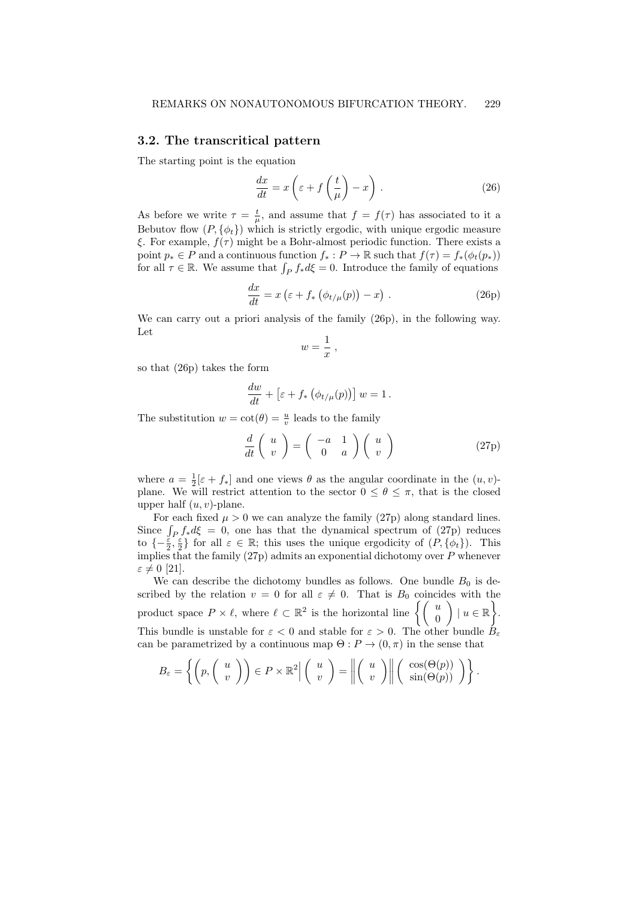### 3.2. The transcritical pattern

The starting point is the equation

$$\frac{dx}{dt} = x\left(\varepsilon + f\left(\frac{t}{\mu}\right) - x\right). \tag{26}$$

As before we write $\tau = \frac{t}{\mu}$, and assume that $f = f(\tau)$ has associated to it a Bebutov flow $(P, \{\phi_t\})$ which is strictly ergodic, with unique ergodic measure $\xi$. For example, $f(\tau)$ might be a Bohr-almost periodic function. There exists a point $p_* \in P$ and a continuous function $f_* : P \to \mathbb{R}$ such that $f(\tau) = f_*(\phi_t(p_*))$ for all $\tau \in \mathbb{R}$. We assume that $\int_P f_* d\xi = 0$. Introduce the family of equations

$$\frac{dx}{dt} = x\left(\varepsilon + f_*\left(\phi_{t/\mu}(p)\right) - x\right). \tag{26p}$$

We can carry out a priori analysis of the family (26p), in the following way. Let

$$w = \frac{1}{x},$$

so that (26p) takes the form

$$\frac{dw}{dt} + \left[\varepsilon + f_*\left(\phi_{t/\mu}(p)\right)\right] w = 1.$$

The substitution $w = \cot(\theta) = \frac{u}{v}$ leads to the family

$$\frac{d}{dt}\begin{pmatrix} u \\ v \end{pmatrix} = \begin{pmatrix} -a & 1 \\ 0 & a \end{pmatrix}\begin{pmatrix} u \\ v \end{pmatrix} \tag{27p}$$

where $a = \frac{1}{2}[\varepsilon + f_*]$ and one views $\theta$ as the angular coordinate in the $(u, v)$-plane. We will restrict attention to the sector $0 \leq \theta \leq \pi$, that is the closed upper half $(u, v)$-plane.

For each fixed $\mu > 0$ we can analyze the family (27p) along standard lines. Since $\int_P f_* d\xi = 0$, one has that the dynamical spectrum of (27p) reduces to $\{-\frac{\varepsilon}{2}, \frac{\varepsilon}{2}\}$ for all $\varepsilon \in \mathbb{R}$; this uses the unique ergodicity of $(P, \{\phi_t\})$. This implies that the family (27p) admits an exponential dichotomy over $P$ whenever $\varepsilon \neq 0$ [21].

We can describe the dichotomy bundles as follows. One bundle $B_0$ is described by the relation $v = 0$ for all $\varepsilon \neq 0$. That is $B_0$ coincides with the product space $P \times \ell$, where $\ell \subset \mathbb{R}^2$ is the horizontal line $\left\{\begin{pmatrix} u \\ 0 \end{pmatrix} \mid u \in \mathbb{R}\right\}$. This bundle is unstable for $\varepsilon < 0$ and stable for $\varepsilon > 0$. The other bundle $B_\varepsilon$ can be parametrized by a continuous map $\Theta : P \to (0, \pi)$ in the sense that

$$B_\varepsilon = \left\{\left(p, \begin{pmatrix} u \\ v \end{pmatrix}\right) \in P \times \mathbb{R}^2 \middle| \begin{pmatrix} u \\ v \end{pmatrix} = \left\|\begin{pmatrix} u \\ v \end{pmatrix}\right\| \begin{pmatrix} \cos(\Theta(p)) \\ \sin(\Theta(p)) \end{pmatrix}\right\}.$$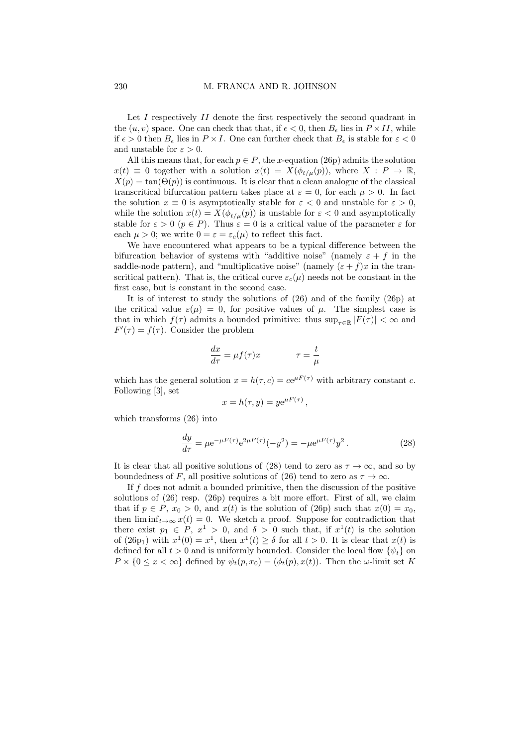Let $I$ respectively $II$ denote the first respectively the second quadrant in the $(u, v)$ space. One can check that that, if $\epsilon < 0$, then $B_\epsilon$ lies in $P \times II$, while if $\epsilon > 0$ then $B_\epsilon$ lies in $P \times I$. One can further check that $B_\epsilon$ is stable for $\varepsilon < 0$ and unstable for $\varepsilon > 0$.

All this means that, for each $p \in P$, the $x$-equation (26p) admits the solution $x(t) \equiv 0$ together with a solution $x(t) = X(\phi_{t/\mu}(p))$, where $X : P \to \mathbb{R}$, $X(p) = \tan(\Theta(p))$ is continuous. It is clear that a clean analogue of the classical transcritical bifurcation pattern takes place at $\varepsilon = 0$, for each $\mu > 0$. In fact the solution $x \equiv 0$ is asymptotically stable for $\varepsilon < 0$ and unstable for $\varepsilon > 0$, while the solution $x(t) = X(\phi_{t/\mu}(p))$ is unstable for $\varepsilon < 0$ and asymptotically stable for $\varepsilon > 0$ $(p \in P)$. Thus $\varepsilon = 0$ is a critical value of the parameter $\varepsilon$ for each $\mu > 0$; we write $0 = \varepsilon = \varepsilon_c(\mu)$ to reflect this fact.

We have encountered what appears to be a typical difference between the bifurcation behavior of systems with "additive noise" (namely $\varepsilon + f$ in the saddle-node pattern), and "multiplicative noise" (namely $(\varepsilon + f)x$ in the transcritical pattern). That is, the critical curve $\varepsilon_c(\mu)$ needs not be constant in the first case, but is constant in the second case.

It is of interest to study the solutions of (26) and of the family (26p) at the critical value $\varepsilon(\mu) = 0$, for positive values of $\mu$. The simplest case is that in which $f(\tau)$ admits a bounded primitive: thus $\sup_{\tau\in\mathbb{R}} |F(\tau)| < \infty$ and $F'(\tau) = f(\tau)$. Consider the problem

$$\frac{dx}{d\tau} = \mu f(\tau)x \qquad\qquad \tau = \frac{t}{\mu}$$

which has the general solution $x = h(\tau, c) = c\mathrm{e}^{\mu F(\tau)}$ with arbitrary constant $c$. Following [3], set

$$x = h(\tau, y) = y\mathrm{e}^{\mu F(\tau)}\,,$$

which transforms (26) into

$$\frac{dy}{d\tau} = \mu \mathrm{e}^{-\mu F(\tau)}\mathrm{e}^{2\mu F(\tau)}(-y^2) = -\mu \mathrm{e}^{\mu F(\tau)} y^2\,. \tag{28}$$

It is clear that all positive solutions of (28) tend to zero as $\tau \to \infty$, and so by boundedness of $F$, all positive solutions of (26) tend to zero as $\tau \to \infty$.

If $f$ does not admit a bounded primitive, then the discussion of the positive solutions of (26) resp. (26p) requires a bit more effort. First of all, we claim that if $p \in P$, $x_0 > 0$, and $x(t)$ is the solution of (26p) such that $x(0) = x_0$, then $\liminf_{t\to\infty} x(t) = 0$. We sketch a proof. Suppose for contradiction that there exist $p_1 \in P$, $x^1 > 0$, and $\delta > 0$ such that, if $x^1(t)$ is the solution of (26p$_1$) with $x^1(0) = x^1$, then $x^1(t) \geq \delta$ for all $t > 0$. It is clear that $x(t)$ is defined for all $t > 0$ and is uniformly bounded. Consider the local flow $\{\psi_t\}$ on $P \times \{0 \leq x < \infty\}$ defined by $\psi_t(p, x_0) = (\phi_t(p), x(t))$. Then the $\omega$-limit set $K$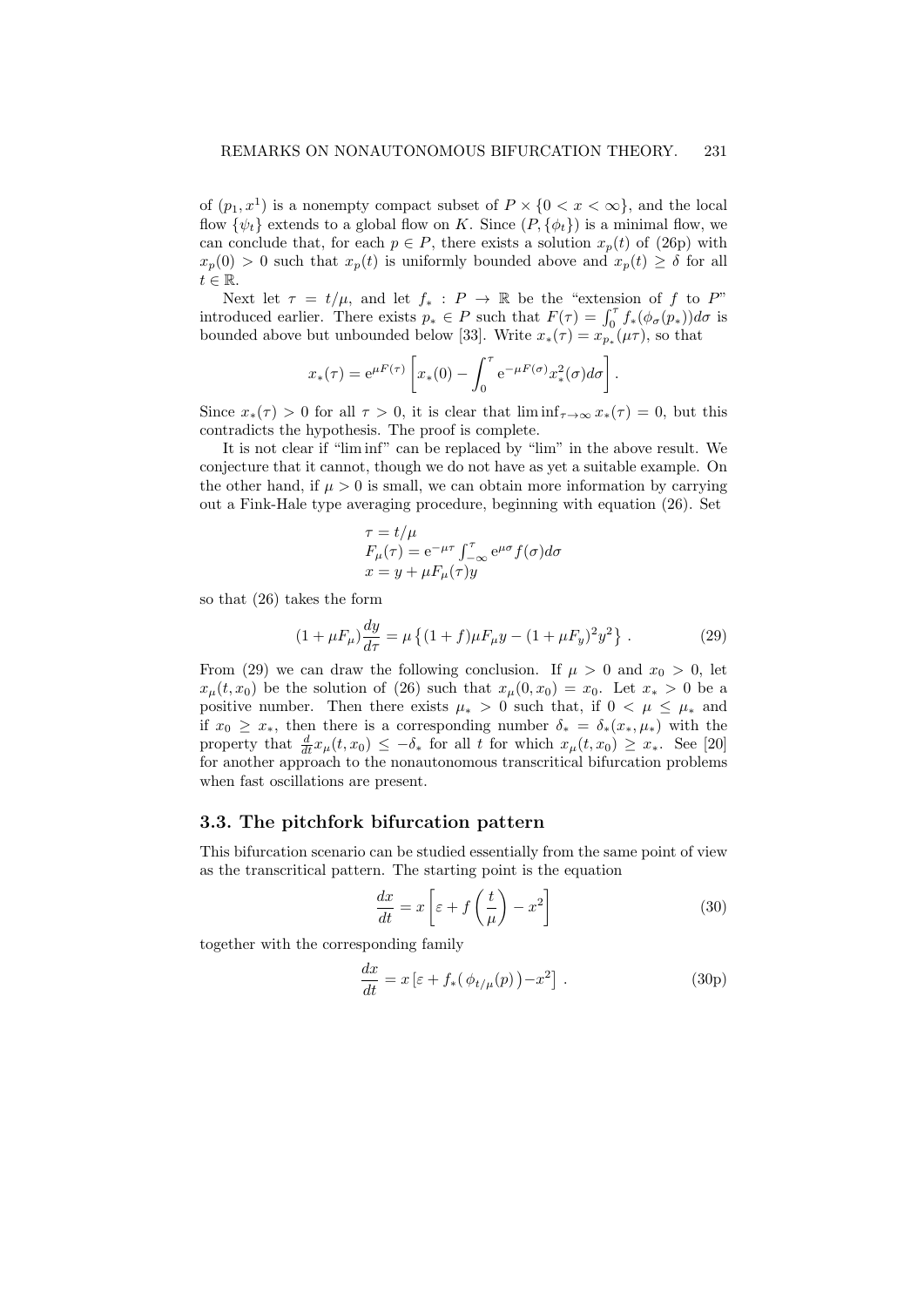of $(p_1, x^1)$ is a nonempty compact subset of $P \times \{0 < x < \infty\}$, and the local flow $\{\psi_t\}$ extends to a global flow on $K$. Since $(P, \{\phi_t\})$ is a minimal flow, we can conclude that, for each $p \in P$, there exists a solution $x_p(t)$ of (26p) with $x_p(0) > 0$ such that $x_p(t)$ is uniformly bounded above and $x_p(t) \geq \delta$ for all $t \in \mathbb{R}$.

Next let $\tau = t/\mu$, and let $f_* : P \to \mathbb{R}$ be the "extension of $f$ to $P$" introduced earlier. There exists $p_* \in P$ such that $F(\tau) = \int_0^\tau f_*(\phi_\sigma(p_*))d\sigma$ is bounded above but unbounded below [33]. Write $x_*(\tau) = x_{p_*}(\mu\tau)$, so that

$$x_*(\tau) = \mathrm{e}^{\mu F(\tau)} \left[ x_*(0) - \int_0^\tau \mathrm{e}^{-\mu F(\sigma)} x_*^2(\sigma) d\sigma \right].$$

Since $x_*(\tau) > 0$ for all $\tau > 0$, it is clear that $\liminf_{\tau\to\infty} x_*(\tau) = 0$, but this contradicts the hypothesis. The proof is complete.

It is not clear if "lim inf" can be replaced by "lim" in the above result. We conjecture that it cannot, though we do not have as yet a suitable example. On the other hand, if $\mu > 0$ is small, we can obtain more information by carrying out a Fink-Hale type averaging procedure, beginning with equation (26). Set

$$\begin{aligned}
&\tau = t/\mu \\
&F_\mu(\tau) = \mathrm{e}^{-\mu\tau} \textstyle\int_{-\infty}^{\tau} \mathrm{e}^{\mu\sigma} f(\sigma) d\sigma \\
&x = y + \mu F_\mu(\tau) y
\end{aligned}$$

so that (26) takes the form

$$(1 + \mu F_\mu) \frac{dy}{d\tau} = \mu \left\{ (1 + f)\mu F_\mu y - (1 + \mu F_y)^2 y^2 \right\}. \tag{29}$$

From (29) we can draw the following conclusion. If $\mu > 0$ and $x_0 > 0$, let $x_\mu(t, x_0)$ be the solution of (26) such that $x_\mu(0, x_0) = x_0$. Let $x_* > 0$ be a positive number. Then there exists $\mu_* > 0$ such that, if $0 < \mu \leq \mu_*$ and if $x_0 \geq x_*$, then there is a corresponding number $\delta_* = \delta_*(x_*, \mu_*)$ with the property that $\frac{d}{dt} x_\mu(t, x_0) \leq -\delta_*$ for all $t$ for which $x_\mu(t, x_0) \geq x_*$. See [20] for another approach to the nonautonomous transcritical bifurcation problems when fast oscillations are present.

### 3.3. The pitchfork bifurcation pattern

This bifurcation scenario can be studied essentially from the same point of view as the transcritical pattern. The starting point is the equation

$$\frac{dx}{dt} = x \left[ \varepsilon + f\left(\frac{t}{\mu}\right) - x^2 \right] \tag{30}$$

together with the corresponding family

$$\frac{dx}{dt} = x \left[ \varepsilon + f_*(\phi_{t/\mu}(p)) - x^2 \right]. \tag{30p}$$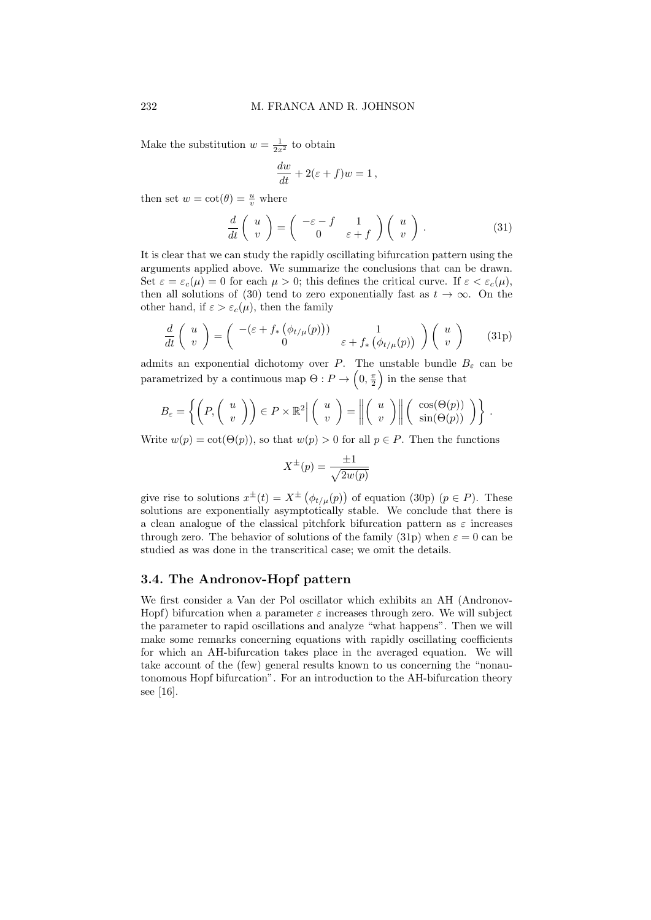Make the substitution $w = \frac{1}{2x^2}$ to obtain

$$\frac{dw}{dt} + 2(\varepsilon + f)w = 1\,,$$

then set $w = \cot(\theta) = \frac{u}{v}$ where

$$\frac{d}{dt}\begin{pmatrix} u \\ v \end{pmatrix} = \begin{pmatrix} -\varepsilon - f & 1 \\ 0 & \varepsilon + f \end{pmatrix}\begin{pmatrix} u \\ v \end{pmatrix}. \tag{31}$$

It is clear that we can study the rapidly oscillating bifurcation pattern using the arguments applied above. We summarize the conclusions that can be drawn. Set $\varepsilon = \varepsilon_c(\mu) = 0$ for each $\mu > 0$; this defines the critical curve. If $\varepsilon < \varepsilon_c(\mu)$, then all solutions of (30) tend to zero exponentially fast as $t \to \infty$. On the other hand, if $\varepsilon > \varepsilon_c(\mu)$, then the family

$$\frac{d}{dt}\begin{pmatrix} u \\ v \end{pmatrix} = \begin{pmatrix} -(\varepsilon + f_*\left(\phi_{t/\mu}(p)\right)) & 1 \\ 0 & \varepsilon + f_*\left(\phi_{t/\mu}(p)\right) \end{pmatrix}\begin{pmatrix} u \\ v \end{pmatrix} \tag{31p}$$

admits an exponential dichotomy over $P$. The unstable bundle $B_\varepsilon$ can be parametrized by a continuous map $\Theta : P \to \left(0, \frac{\pi}{2}\right)$ in the sense that

$$B_\varepsilon = \left\{ \left(P, \begin{pmatrix} u \\ v \end{pmatrix}\right) \in P \times \mathbb{R}^2 \middle| \begin{pmatrix} u \\ v \end{pmatrix} = \left\| \begin{pmatrix} u \\ v \end{pmatrix} \right\| \begin{pmatrix} \cos(\Theta(p)) \\ \sin(\Theta(p)) \end{pmatrix} \right\}.$$

Write $w(p) = \cot(\Theta(p))$, so that $w(p) > 0$ for all $p \in P$. Then the functions

$$X^\pm(p) = \frac{\pm 1}{\sqrt{2w(p)}}$$

give rise to solutions $x^\pm(t) = X^\pm\left(\phi_{t/\mu}(p)\right)$ of equation (30p) ($p \in P$). These solutions are exponentially asymptotically stable. We conclude that there is a clean analogue of the classical pitchfork bifurcation pattern as $\varepsilon$ increases through zero. The behavior of solutions of the family (31p) when $\varepsilon = 0$ can be studied as was done in the transcritical case; we omit the details.

### 3.4. The Andronov-Hopf pattern

We first consider a Van der Pol oscillator which exhibits an AH (Andronov-Hopf) bifurcation when a parameter $\varepsilon$ increases through zero. We will subject the parameter to rapid oscillations and analyze "what happens". Then we will make some remarks concerning equations with rapidly oscillating coefficients for which an AH-bifurcation takes place in the averaged equation. We will take account of the (few) general results known to us concerning the "nonautonomous Hopf bifurcation". For an introduction to the AH-bifurcation theory see [16].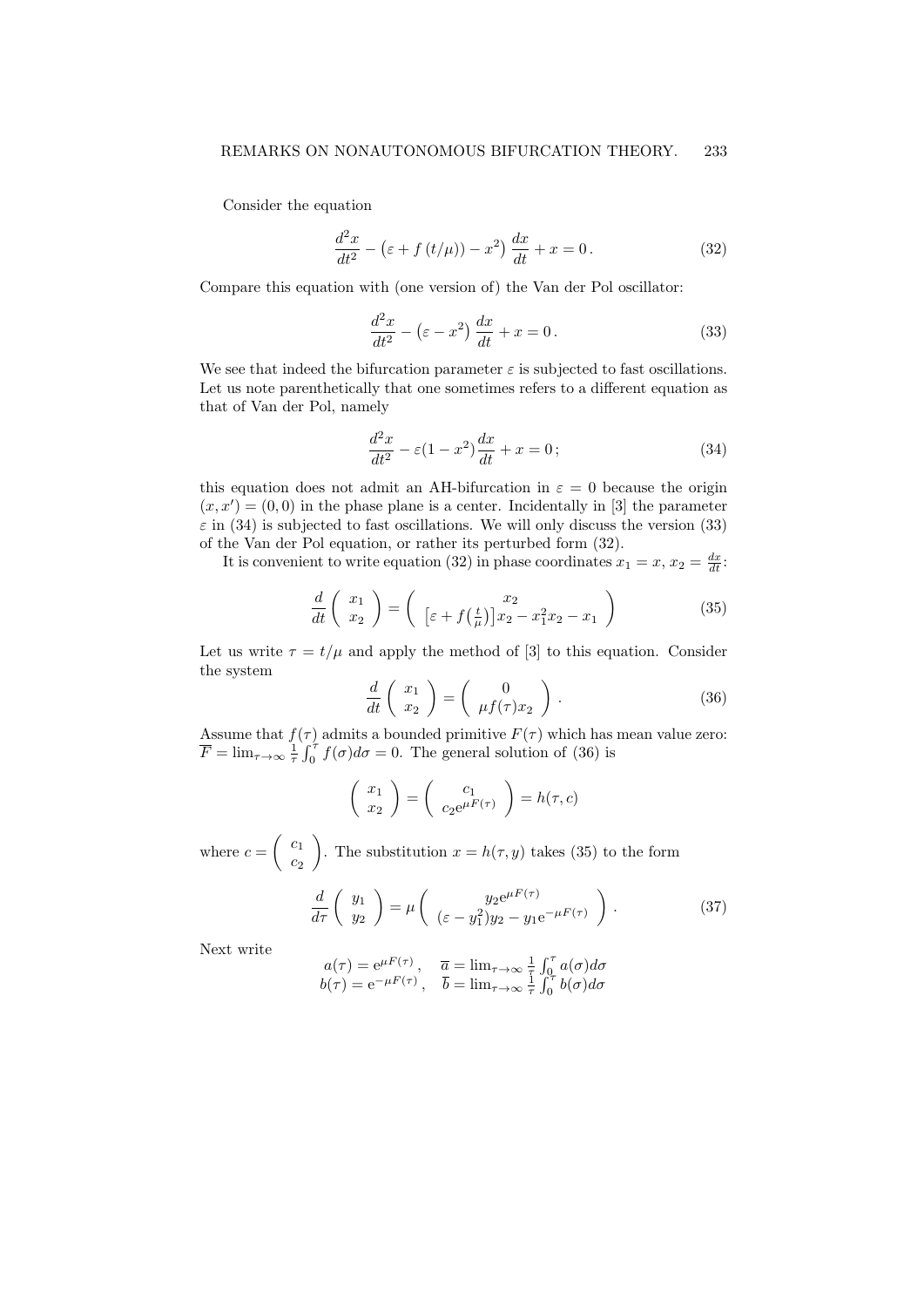Consider the equation

$$\frac{d^2x}{dt^2} - \left(\varepsilon + f\left(t/\mu\right) - x^2\right)\frac{dx}{dt} + x = 0\,. \tag{32}$$

Compare this equation with (one version of) the Van der Pol oscillator:

$$\frac{d^2x}{dt^2} - \left(\varepsilon - x^2\right)\frac{dx}{dt} + x = 0\,. \tag{33}$$

We see that indeed the bifurcation parameter $\varepsilon$ is subjected to fast oscillations. Let us note parenthetically that one sometimes refers to a different equation as that of Van der Pol, namely

$$\frac{d^2x}{dt^2} - \varepsilon(1 - x^2)\frac{dx}{dt} + x = 0\,; \tag{34}$$

this equation does not admit an AH-bifurcation in $\varepsilon = 0$ because the origin $(x, x') = (0, 0)$ in the phase plane is a center. Incidentally in [3] the parameter $\varepsilon$ in (34) is subjected to fast oscillations. We will only discuss the version (33) of the Van der Pol equation, or rather its perturbed form (32).

It is convenient to write equation (32) in phase coordinates $x_1 = x$, $x_2 = \frac{dx}{dt}$:

$$\frac{d}{dt}\begin{pmatrix} x_1 \\ x_2 \end{pmatrix} = \begin{pmatrix} x_2 \\ \left[\varepsilon + f\left(\frac{t}{\mu}\right)\right]x_2 - x_1^2 x_2 - x_1 \end{pmatrix} \tag{35}$$

Let us write $\tau = t/\mu$ and apply the method of [3] to this equation. Consider the system

$$\frac{d}{dt}\begin{pmatrix} x_1 \\ x_2 \end{pmatrix} = \begin{pmatrix} 0 \\ \mu f(\tau) x_2 \end{pmatrix}. \tag{36}$$

Assume that $f(\tau)$ admits a bounded primitive $F(\tau)$ which has mean value zero: $\overline{F} = \lim_{\tau\to\infty} \frac{1}{\tau}\int_0^\tau f(\sigma)d\sigma = 0$. The general solution of (36) is

$$\begin{pmatrix} x_1 \\ x_2 \end{pmatrix} = \begin{pmatrix} c_1 \\ c_2 \mathrm{e}^{\mu F(\tau)} \end{pmatrix} = h(\tau, c)$$

where $c = \begin{pmatrix} c_1 \\ c_2 \end{pmatrix}$. The substitution $x = h(\tau, y)$ takes (35) to the form

$$\frac{d}{d\tau}\begin{pmatrix} y_1 \\ y_2 \end{pmatrix} = \mu\begin{pmatrix} y_2 \mathrm{e}^{\mu F(\tau)} \\ (\varepsilon - y_1^2) y_2 - y_1 \mathrm{e}^{-\mu F(\tau)} \end{pmatrix}. \tag{37}$$

Next write

$$a(\tau) = \mathrm{e}^{\mu F(\tau)}\,, \quad \overline{a} = \lim_{\tau\to\infty} \frac{1}{\tau}\int_0^\tau a(\sigma)d\sigma$$
$$b(\tau) = \mathrm{e}^{-\mu F(\tau)}\,, \quad \overline{b} = \lim_{\tau\to\infty} \frac{1}{\tau}\int_0^\tau b(\sigma)d\sigma$$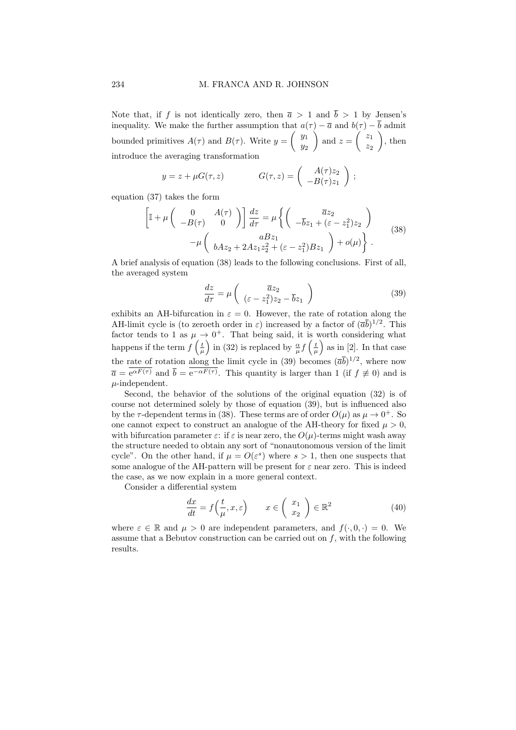Note that, if $f$ is not identically zero, then $\overline{a} > 1$ and $\overline{b} > 1$ by Jensen's inequality. We make the further assumption that $a(\tau) - \overline{a}$ and $b(\tau) - \overline{b}$ admit bounded primitives $A(\tau)$ and $B(\tau)$. Write $y = \begin{pmatrix} y_1 \\ y_2 \end{pmatrix}$ and $z = \begin{pmatrix} z_1 \\ z_2 \end{pmatrix}$, then introduce the averaging transformation

$$y = z + \mu G(\tau, z) \qquad\qquad G(\tau, z) = \begin{pmatrix} A(\tau) z_2 \\ -B(\tau) z_1 \end{pmatrix};$$

equation (37) takes the form

$$\left[\mathbb{I} + \mu \begin{pmatrix} 0 & A(\tau) \\ -B(\tau) & 0 \end{pmatrix}\right] \frac{dz}{d\tau} = \mu \left\{ \begin{pmatrix} \overline{a} z_2 \\ -\overline{b} z_1 + (\varepsilon - z_1^2) z_2 \end{pmatrix} \right. \\ \left. - \mu \begin{pmatrix} a B z_1 \\ b A z_2 + 2 A z_1 z_2^2 + (\varepsilon - z_1^2) B z_1 \end{pmatrix} + o(\mu) \right\}. \tag{38}$$

A brief analysis of equation (38) leads to the following conclusions. First of all, the averaged system

$$\frac{dz}{d\tau} = \mu \begin{pmatrix} \overline{a} z_2 \\ (\varepsilon - z_1^2) z_2 - \overline{b} z_1 \end{pmatrix} \tag{39}$$

exhibits an AH-bifurcation in $\varepsilon = 0$. However, the rate of rotation along the AH-limit cycle is (to zeroeth order in $\varepsilon$) increased by a factor of $(\overline{a}\overline{b})^{1/2}$. This factor tends to 1 as $\mu \to 0^+$. That being said, it is worth considering what happens if the term $f\left(\frac{t}{\mu}\right)$ in (32) is replaced by $\frac{\alpha}{\mu} f\left(\frac{t}{\mu}\right)$ as in [2]. In that case the rate of rotation along the limit cycle in (39) becomes $(\overline{a}\overline{b})^{1/2}$, where now $\overline{a} = \overline{e^{\alpha F(\tau)}}$ and $\overline{b} = \overline{e^{-\alpha F(\tau)}}$. This quantity is larger than 1 (if $f \not\equiv 0$) and is $\mu$-independent.

Second, the behavior of the solutions of the original equation (32) is of course not determined solely by those of equation (39), but is influenced also by the $\tau$-dependent terms in (38). These terms are of order $O(\mu)$ as $\mu \to 0^+$. So one cannot expect to construct an analogue of the AH-theory for fixed $\mu > 0$, with bifurcation parameter $\varepsilon$: if $\varepsilon$ is near zero, the $O(\mu)$-terms might wash away the structure needed to obtain any sort of "nonautonomous version of the limit cycle". On the other hand, if $\mu = O(\varepsilon^s)$ where $s > 1$, then one suspects that some analogue of the AH-pattern will be present for $\varepsilon$ near zero. This is indeed the case, as we now explain in a more general context.

Consider a differential system

$$\frac{dx}{dt} = f\Big(\frac{t}{\mu}, x, \varepsilon\Big) \qquad x \in \begin{pmatrix} x_1 \\ x_2 \end{pmatrix} \in \mathbb{R}^2 \tag{40}$$

where $\varepsilon \in \mathbb{R}$ and $\mu > 0$ are independent parameters, and $f(\cdot, 0, \cdot) = 0$. We assume that a Bebutov construction can be carried out on $f$, with the following results.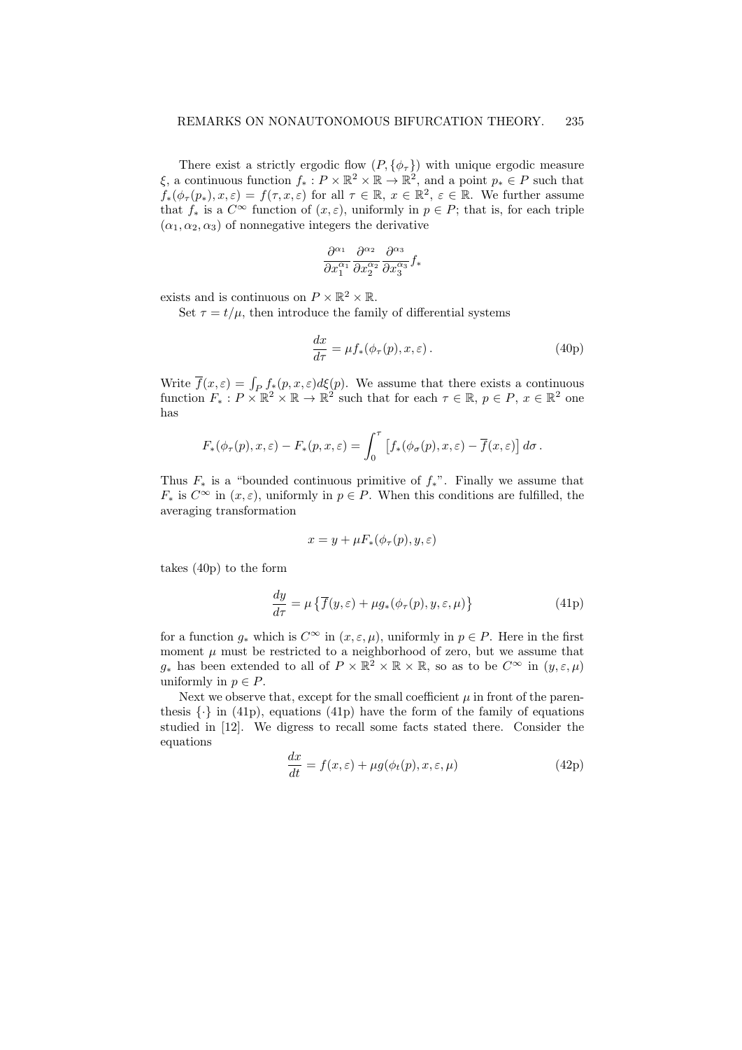There exist a strictly ergodic flow $(P, \{\phi_\tau\})$ with unique ergodic measure $\xi$, a continuous function $f_* : P \times \mathbb{R}^2 \times \mathbb{R} \to \mathbb{R}^2$, and a point $p_* \in P$ such that $f_*(\phi_\tau(p_*), x, \varepsilon) = f(\tau, x, \varepsilon)$ for all $\tau \in \mathbb{R}$, $x \in \mathbb{R}^2$, $\varepsilon \in \mathbb{R}$. We further assume that $f_*$ is a $C^\infty$ function of $(x, \varepsilon)$, uniformly in $p \in P$; that is, for each triple $(\alpha_1, \alpha_2, \alpha_3)$ of nonnegative integers the derivative

$$\frac{\partial^{\alpha_1}}{\partial x_1^{\alpha_1}} \frac{\partial^{\alpha_2}}{\partial x_2^{\alpha_2}} \frac{\partial^{\alpha_3}}{\partial x_3^{\alpha_3}} f_*$$

exists and is continuous on $P \times \mathbb{R}^2 \times \mathbb{R}$.

Set $\tau = t/\mu$, then introduce the family of differential systems

$$\frac{dx}{d\tau} = \mu f_*(\phi_\tau(p), x, \varepsilon)\,. \tag{40p}$$

Write $\overline{f}(x, \varepsilon) = \int_P f_*(p, x, \varepsilon) d\xi(p)$. We assume that there exists a continuous function $F_* : P \times \mathbb{R}^2 \times \mathbb{R} \to \mathbb{R}^2$ such that for each $\tau \in \mathbb{R}$, $p \in P$, $x \in \mathbb{R}^2$ one has

$$F_*(\phi_\tau(p), x, \varepsilon) - F_*(p, x, \varepsilon) = \int_0^\tau \left[ f_*(\phi_\sigma(p), x, \varepsilon) - \overline{f}(x, \varepsilon) \right] d\sigma\,.$$

Thus $F_*$ is a "bounded continuous primitive of $f_*$". Finally we assume that $F_*$ is $C^\infty$ in $(x, \varepsilon)$, uniformly in $p \in P$. When this conditions are fulfilled, the averaging transformation

$$x = y + \mu F_*(\phi_\tau(p), y, \varepsilon)$$

takes (40p) to the form

$$\frac{dy}{d\tau} = \mu \left\{ \overline{f}(y, \varepsilon) + \mu g_*(\phi_\tau(p), y, \varepsilon, \mu) \right\} \tag{41p}$$

for a function $g_*$ which is $C^\infty$ in $(x, \varepsilon, \mu)$, uniformly in $p \in P$. Here in the first moment $\mu$ must be restricted to a neighborhood of zero, but we assume that $g_*$ has been extended to all of $P \times \mathbb{R}^2 \times \mathbb{R} \times \mathbb{R}$, so as to be $C^\infty$ in $(y, \varepsilon, \mu)$ uniformly in $p \in P$.

Next we observe that, except for the small coefficient $\mu$ in front of the parenthesis $\{\cdot\}$ in (41p), equations (41p) have the form of the family of equations studied in [12]. We digress to recall some facts stated there. Consider the equations

$$\frac{dx}{dt} = f(x, \varepsilon) + \mu g(\phi_t(p), x, \varepsilon, \mu) \tag{42p}$$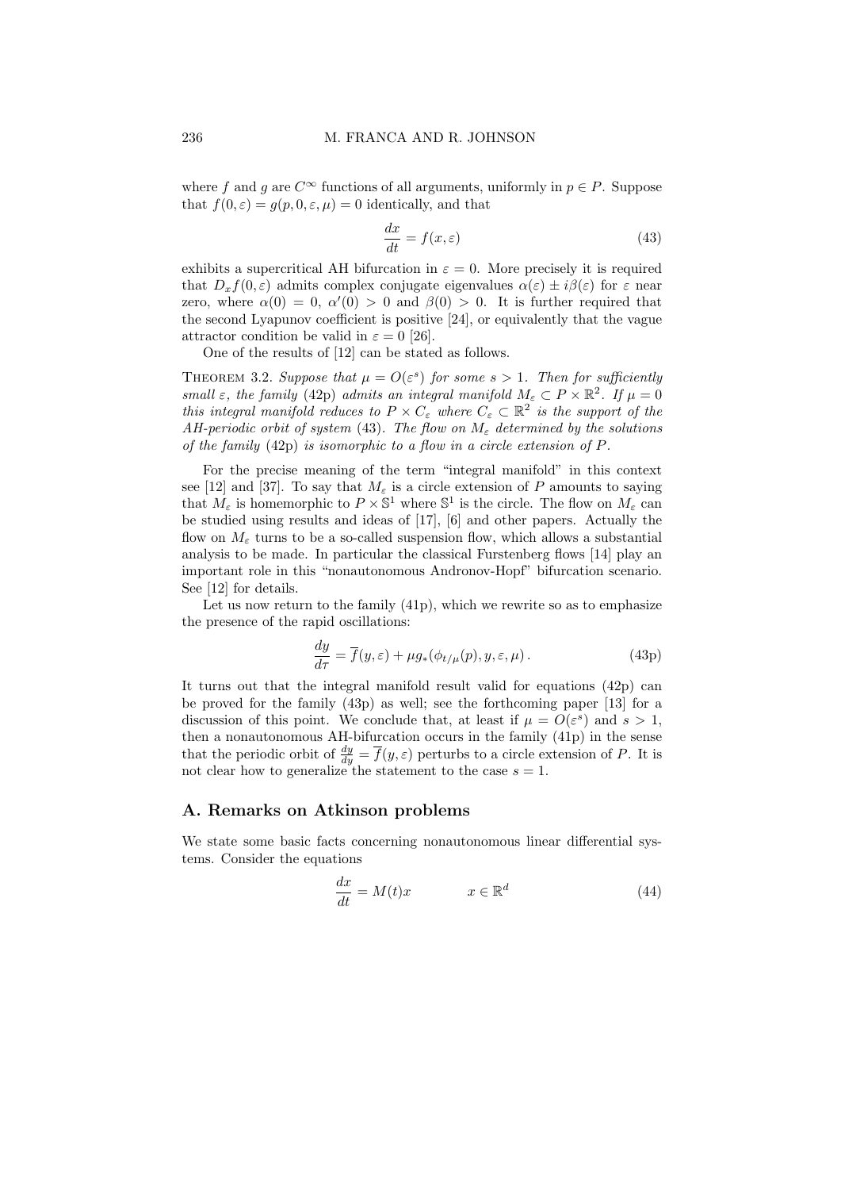where $f$ and $g$ are $C^\infty$ functions of all arguments, uniformly in $p \in P$. Suppose that $f(0, \varepsilon) = g(p, 0, \varepsilon, \mu) = 0$ identically, and that

$$\frac{dx}{dt} = f(x, \varepsilon) \tag{43}$$

exhibits a supercritical AH bifurcation in $\varepsilon = 0$. More precisely it is required that $D_x f(0, \varepsilon)$ admits complex conjugate eigenvalues $\alpha(\varepsilon) \pm i\beta(\varepsilon)$ for $\varepsilon$ near zero, where $\alpha(0) = 0$, $\alpha'(0) > 0$ and $\beta(0) > 0$. It is further required that the second Lyapunov coefficient is positive [24], or equivalently that the vague attractor condition be valid in $\varepsilon = 0$ [26].

One of the results of [12] can be stated as follows.

THEOREM 3.2. *Suppose that $\mu = O(\varepsilon^s)$ for some $s > 1$. Then for sufficiently small $\varepsilon$, the family* (42p) *admits an integral manifold $M_\varepsilon \subset P \times \mathbb{R}^2$. If $\mu = 0$ this integral manifold reduces to $P \times C_\varepsilon$ where $C_\varepsilon \subset \mathbb{R}^2$ is the support of the AH-periodic orbit of system* (43)*. The flow on $M_\varepsilon$ determined by the solutions of the family* (42p) *is isomorphic to a flow in a circle extension of $P$.*

For the precise meaning of the term "integral manifold" in this context see [12] and [37]. To say that $M_\varepsilon$ is a circle extension of $P$ amounts to saying that $M_\varepsilon$ is homemorphic to $P \times \mathbb{S}^1$ where $\mathbb{S}^1$ is the circle. The flow on $M_\varepsilon$ can be studied using results and ideas of [17], [6] and other papers. Actually the flow on $M_\varepsilon$ turns to be a so-called suspension flow, which allows a substantial analysis to be made. In particular the classical Furstenberg flows [14] play an important role in this "nonautonomous Andronov-Hopf" bifurcation scenario. See [12] for details.

Let us now return to the family (41p), which we rewrite so as to emphasize the presence of the rapid oscillations:

$$\frac{dy}{d\tau} = \overline{f}(y, \varepsilon) + \mu g_*(\phi_{t/\mu}(p), y, \varepsilon, \mu)\,. \tag{43p}$$

It turns out that the integral manifold result valid for equations (42p) can be proved for the family (43p) as well; see the forthcoming paper [13] for a discussion of this point. We conclude that, at least if $\mu = O(\varepsilon^s)$ and $s > 1$, then a nonautonomous AH-bifurcation occurs in the family (41p) in the sense that the periodic orbit of $\frac{dy}{dy} = \overline{f}(y, \varepsilon)$ perturbs to a circle extension of $P$. It is not clear how to generalize the statement to the case $s = 1$.

## A. Remarks on Atkinson problems

We state some basic facts concerning nonautonomous linear differential systems. Consider the equations

$$\frac{dx}{dt} = M(t)x \qquad\qquad x \in \mathbb{R}^d \tag{44}$$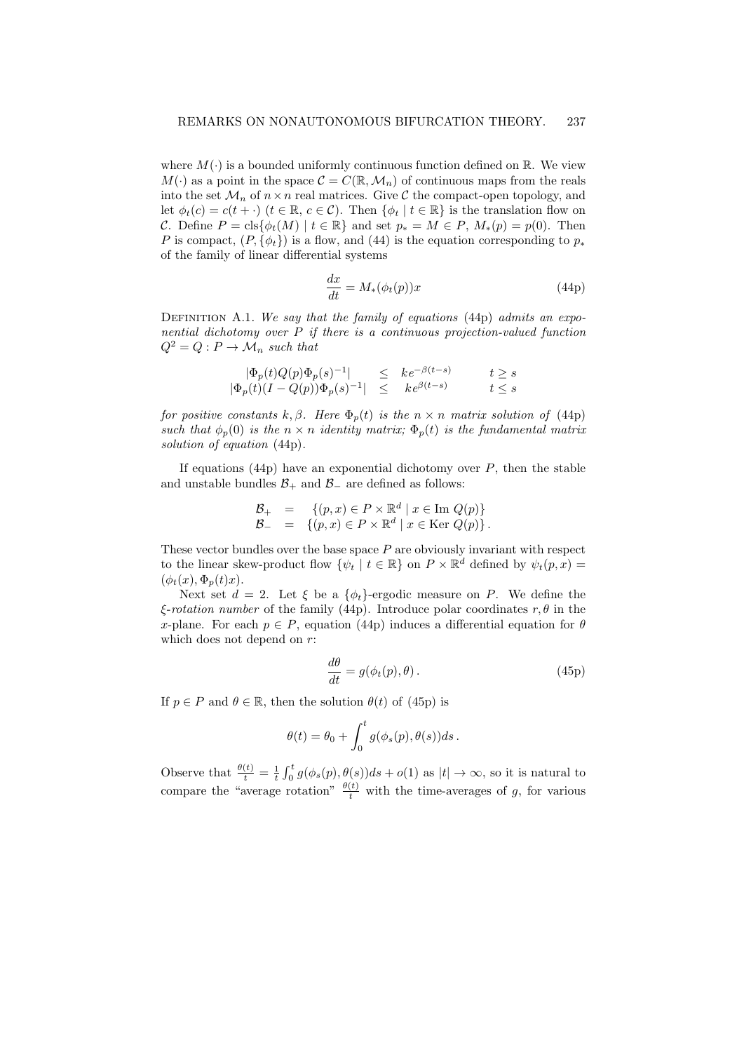where $M(\cdot)$ is a bounded uniformly continuous function defined on $\mathbb{R}$. We view $M(\cdot)$ as a point in the space $\mathcal{C} = C(\mathbb{R}, \mathcal{M}_n)$ of continuous maps from the reals into the set $\mathcal{M}_n$ of $n \times n$ real matrices. Give $\mathcal{C}$ the compact-open topology, and let $\phi_t(c) = c(t + \cdot)$ ($t \in \mathbb{R}$, $c \in \mathcal{C}$). Then $\{\phi_t \mid t \in \mathbb{R}\}$ is the translation flow on $\mathcal{C}$. Define $P = \text{cls}\{\phi_t(M) \mid t \in \mathbb{R}\}$ and set $p_* = M \in P$, $M_*(p) = p(0)$. Then $P$ is compact, $(P, \{\phi_t\})$ is a flow, and (44) is the equation corresponding to $p_*$ of the family of linear differential systems

$$\frac{dx}{dt} = M_*(\phi_t(p))x \tag{44p}$$

Definition A.1. *We say that the family of equations* (44p) *admits an exponential dichotomy over* $P$ *if there is a continuous projection-valued function* $Q^2 = Q : P \to \mathcal{M}_n$ *such that*

$$\begin{array}{rclr} |\Phi_p(t)Q(p)\Phi_p(s)^{-1}| & \leq & ke^{-\beta(t-s)} & t \geq s \\ |\Phi_p(t)(I - Q(p))\Phi_p(s)^{-1}| & \leq & ke^{\beta(t-s)} & t \leq s \end{array}$$

*for positive constants* $k, \beta$. *Here* $\Phi_p(t)$ *is the* $n \times n$ *matrix solution of* (44p) *such that* $\phi_p(0)$ *is the* $n \times n$ *identity matrix;* $\Phi_p(t)$ *is the fundamental matrix solution of equation* (44p).

If equations (44p) have an exponential dichotomy over $P$, then the stable and unstable bundles $\mathcal{B}_+$ and $\mathcal{B}_-$ are defined as follows:

$$\begin{array}{rcl} \mathcal{B}_+ & = & \{(p, x) \in P \times \mathbb{R}^d \mid x \in \text{Im } Q(p)\} \\ \mathcal{B}_- & = & \{(p, x) \in P \times \mathbb{R}^d \mid x \in \text{Ker } Q(p)\}. \end{array}$$

These vector bundles over the base space $P$ are obviously invariant with respect to the linear skew-product flow $\{\psi_t \mid t \in \mathbb{R}\}$ on $P \times \mathbb{R}^d$ defined by $\psi_t(p, x) = (\phi_t(x), \Phi_p(t)x)$.

Next set $d = 2$. Let $\xi$ be a $\{\phi_t\}$-ergodic measure on $P$. We define the *$\xi$-rotation number* of the family (44p). Introduce polar coordinates $r, \theta$ in the $x$-plane. For each $p \in P$, equation (44p) induces a differential equation for $\theta$ which does not depend on $r$:

$$\frac{d\theta}{dt} = g(\phi_t(p), \theta). \tag{45p}$$

If $p \in P$ and $\theta \in \mathbb{R}$, then the solution $\theta(t)$ of (45p) is

$$\theta(t) = \theta_0 + \int_0^t g(\phi_s(p), \theta(s))ds.$$

Observe that $\frac{\theta(t)}{t} = \frac{1}{t}\int_0^t g(\phi_s(p), \theta(s))ds + o(1)$ as $|t| \to \infty$, so it is natural to compare the "average rotation" $\frac{\theta(t)}{t}$ with the time-averages of $g$, for various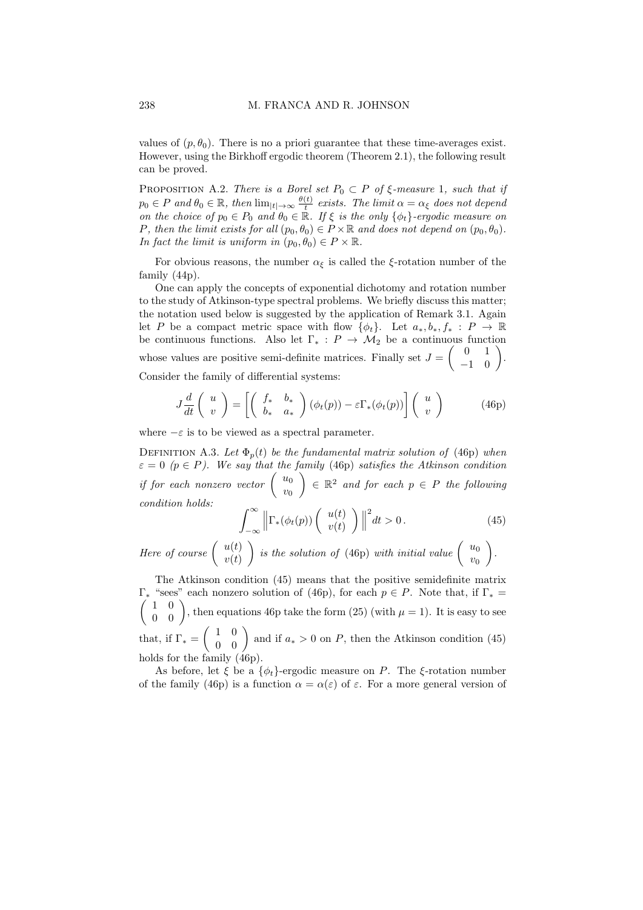values of $(p, \theta_0)$. There is no a priori guarantee that these time-averages exist. However, using the Birkhoff ergodic theorem (Theorem 2.1), the following result can be proved.

PROPOSITION A.2. *There is a Borel set $P_0 \subset P$ of $\xi$-measure 1, such that if $p_0 \in P$ and $\theta_0 \in \mathbb{R}$, then $\lim_{|t|\to\infty} \frac{\theta(t)}{t}$ exists. The limit $\alpha = \alpha_\xi$ does not depend on the choice of $p_0 \in P_0$ and $\theta_0 \in \mathbb{R}$. If $\xi$ is the only $\{\phi_t\}$-ergodic measure on $P$, then the limit exists for all $(p_0, \theta_0) \in P \times \mathbb{R}$ and does not depend on $(p_0, \theta_0)$. In fact the limit is uniform in $(p_0, \theta_0) \in P \times \mathbb{R}$.*

For obvious reasons, the number $\alpha_\xi$ is called the $\xi$-rotation number of the family (44p).

One can apply the concepts of exponential dichotomy and rotation number to the study of Atkinson-type spectral problems. We briefly discuss this matter; the notation used below is suggested by the application of Remark 3.1. Again let $P$ be a compact metric space with flow $\{\phi_t\}$. Let $a_*, b_*, f_* : P \to \mathbb{R}$ be continuous functions. Also let $\Gamma_* : P \to \mathcal{M}_2$ be a continuous function whose values are positive semi-definite matrices. Finally set $J = \begin{pmatrix} 0 & 1 \\ -1 & 0 \end{pmatrix}$. Consider the family of differential systems:

$$J \frac{d}{dt} \begin{pmatrix} u \\ v \end{pmatrix} = \left[ \begin{pmatrix} f_* & b_* \\ b_* & a_* \end{pmatrix} (\phi_t(p)) - \varepsilon \Gamma_*(\phi_t(p)) \right] \begin{pmatrix} u \\ v \end{pmatrix} \tag{46p}$$

where $-\varepsilon$ is to be viewed as a spectral parameter.

DEFINITION A.3. *Let $\Phi_p(t)$ be the fundamental matrix solution of (46p) when $\varepsilon = 0$ $(p \in P)$. We say that the family (46p) satisfies the Atkinson condition if for each nonzero vector $\begin{pmatrix} u_0 \\ v_0 \end{pmatrix} \in \mathbb{R}^2$ and for each $p \in P$ the following condition holds:*

$$\int_{-\infty}^{\infty} \left\| \Gamma_*(\phi_t(p)) \begin{pmatrix} u(t) \\ v(t) \end{pmatrix} \right\|^2 dt > 0 \,. \tag{45}$$

*Here of course $\begin{pmatrix} u(t) \\ v(t) \end{pmatrix}$ is the solution of (46p) with initial value $\begin{pmatrix} u_0 \\ v_0 \end{pmatrix}$.*

The Atkinson condition (45) means that the positive semidefinite matrix $\Gamma_*$ "sees" each nonzero solution of (46p), for each $p \in P$. Note that, if $\Gamma_* = \begin{pmatrix} 1 & 0 \\ 0 & 0 \end{pmatrix}$, then equations 46p take the form (25) (with $\mu = 1$). It is easy to see that, if $\Gamma_* = \begin{pmatrix} 1 & 0 \\ 0 & 0 \end{pmatrix}$ and if $a_* > 0$ on $P$, then the Atkinson condition (45) holds for the family (46p).

As before, let $\xi$ be a $\{\phi_t\}$-ergodic measure on $P$. The $\xi$-rotation number of the family (46p) is a function $\alpha = \alpha(\varepsilon)$ of $\varepsilon$. For a more general version of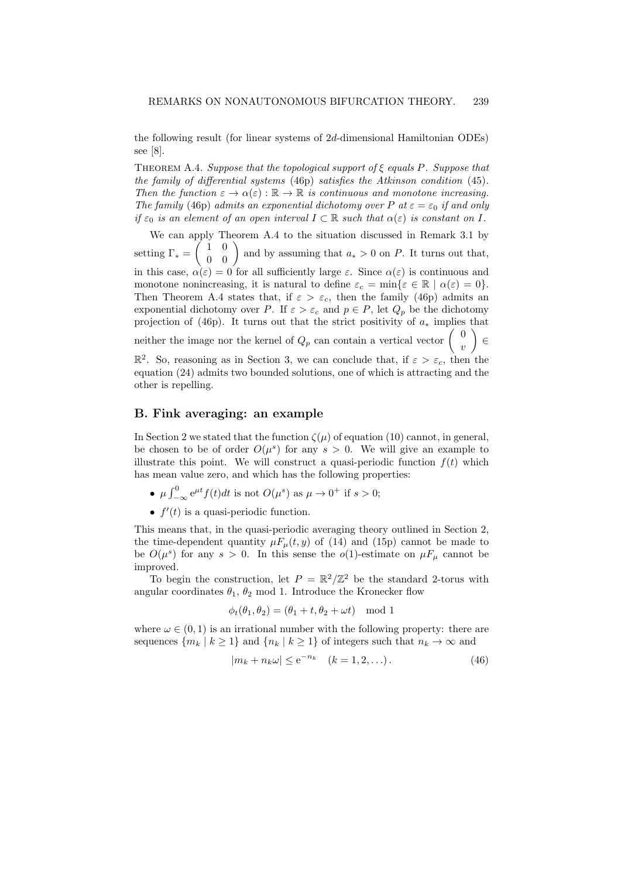the following result (for linear systems of $2d$-dimensional Hamiltonian ODEs) see [8].

THEOREM A.4. *Suppose that the topological support of $\xi$ equals $P$. Suppose that the family of differential systems (46p) satisfies the Atkinson condition (45). Then the function $\varepsilon \to \alpha(\varepsilon) : \mathbb{R} \to \mathbb{R}$ is continuous and monotone increasing. The family (46p) admits an exponential dichotomy over $P$ at $\varepsilon = \varepsilon_0$ if and only if $\varepsilon_0$ is an element of an open interval $I \subset \mathbb{R}$ such that $\alpha(\varepsilon)$ is constant on $I$.*

We can apply Theorem A.4 to the situation discussed in Remark 3.1 by setting $\Gamma_* = \begin{pmatrix} 1 & 0 \\ 0 & 0 \end{pmatrix}$ and by assuming that $a_* > 0$ on $P$. It turns out that, in this case, $\alpha(\varepsilon) = 0$ for all sufficiently large $\varepsilon$. Since $\alpha(\varepsilon)$ is continuous and monotone nonincreasing, it is natural to define $\varepsilon_c = \min\{\varepsilon \in \mathbb{R} \mid \alpha(\varepsilon) = 0\}$. Then Theorem A.4 states that, if $\varepsilon > \varepsilon_c$, then the family (46p) admits an exponential dichotomy over $P$. If $\varepsilon > \varepsilon_c$ and $p \in P$, let $Q_p$ be the dichotomy projection of (46p). It turns out that the strict positivity of $a_*$ implies that neither the image nor the kernel of $Q_p$ can contain a vertical vector $\begin{pmatrix} 0 \\ v \end{pmatrix} \in \mathbb{R}^2$. So, reasoning as in Section 3, we can conclude that, if $\varepsilon > \varepsilon_c$, then the equation (24) admits two bounded solutions, one of which is attracting and the other is repelling.

## B. Fink averaging: an example

In Section 2 we stated that the function $\zeta(\mu)$ of equation (10) cannot, in general, be chosen to be of order $O(\mu^s)$ for any $s > 0$. We will give an example to illustrate this point. We will construct a quasi-periodic function $f(t)$ which has mean value zero, and which has the following properties:

- $\mu \int_{-\infty}^{0} e^{\mu t} f(t)dt$ is not $O(\mu^s)$ as $\mu \to 0^+$ if $s > 0$;
- $f'(t)$ is a quasi-periodic function.

This means that, in the quasi-periodic averaging theory outlined in Section 2, the time-dependent quantity $\mu F_\mu(t, y)$ of (14) and (15p) cannot be made to be $O(\mu^s)$ for any $s > 0$. In this sense the $o(1)$-estimate on $\mu F_\mu$ cannot be improved.

To begin the construction, let $P = \mathbb{R}^2/\mathbb{Z}^2$ be the standard 2-torus with angular coordinates $\theta_1$, $\theta_2$ mod 1. Introduce the Kronecker flow

$$\phi_t(\theta_1, \theta_2) = (\theta_1 + t, \theta_2 + \omega t) \mod 1$$

where $\omega \in (0, 1)$ is an irrational number with the following property: there are sequences $\{m_k \mid k \geq 1\}$ and $\{n_k \mid k \geq 1\}$ of integers such that $n_k \to \infty$ and

$$|m_k + n_k \omega| \leq e^{-n_k} \quad (k = 1, 2, \ldots). \tag{46}$$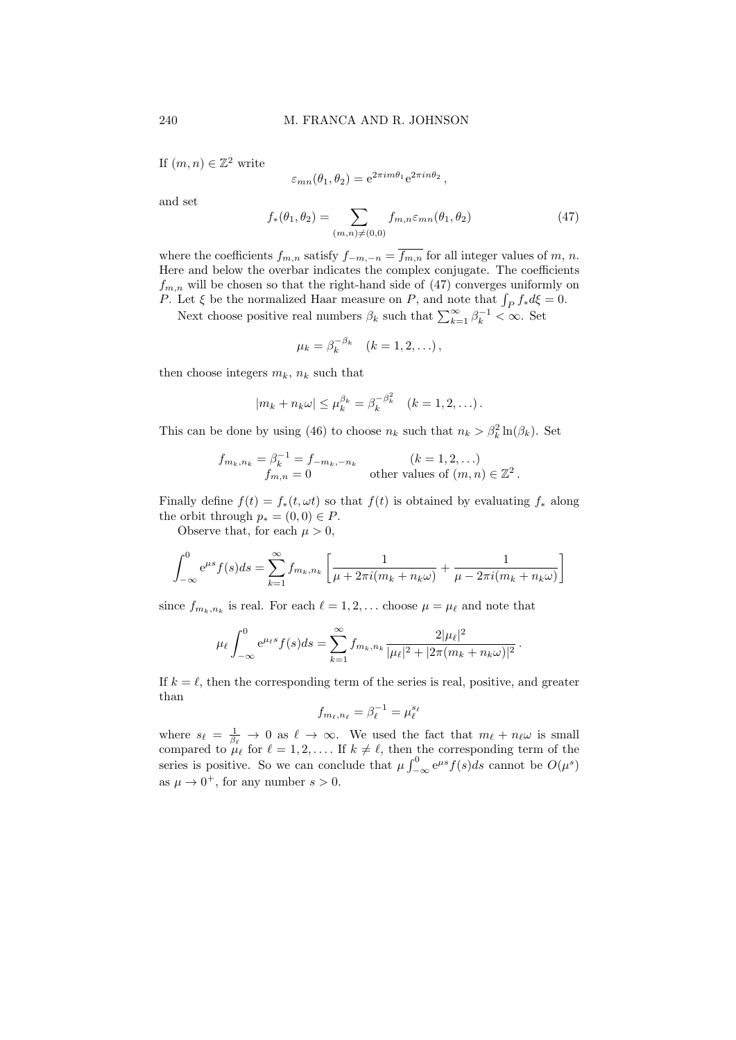If $(m, n) \in \mathbb{Z}^2$ write

$$\varepsilon_{mn}(\theta_1, \theta_2) = \mathrm{e}^{2\pi i m\theta_1} \mathrm{e}^{2\pi i n\theta_2},$$

and set

$$f_*(\theta_1, \theta_2) = \sum_{(m,n)\neq(0,0)} f_{m,n}\varepsilon_{mn}(\theta_1, \theta_2) \tag{47}$$

where the coefficients $f_{m,n}$ satisfy $f_{-m,-n} = \overline{f_{m,n}}$ for all integer values of $m$, $n$. Here and below the overbar indicates the complex conjugate. The coefficients $f_{m,n}$ will be chosen so that the right-hand side of (47) converges uniformly on $P$. Let $\xi$ be the normalized Haar measure on $P$, and note that $\int_P f_* d\xi = 0$.

Next choose positive real numbers $\beta_k$ such that $\sum_{k=1}^{\infty} \beta_k^{-1} < \infty$. Set

$$\mu_k = \beta_k^{-\beta_k} \quad (k = 1, 2, \dots),$$

then choose integers $m_k$, $n_k$ such that

$$|m_k + n_k\omega| \leq \mu_k^{\beta_k} = \beta_k^{-\beta_k^2} \quad (k = 1, 2, \dots).$$

This can be done by using (46) to choose $n_k$ such that $n_k > \beta_k^2 \ln(\beta_k)$. Set

$$\begin{aligned} f_{m_k,n_k} = \beta_k^{-1} = f_{-m_k,-n_k} \qquad & (k = 1, 2, \dots) \\ f_{m,n} = 0 \qquad & \text{other values of } (m, n) \in \mathbb{Z}^2. \end{aligned}$$

Finally define $f(t) = f_*(t, \omega t)$ so that $f(t)$ is obtained by evaluating $f_*$ along the orbit through $p_* = (0, 0) \in P$.

Observe that, for each $\mu > 0$,

$$\int_{-\infty}^{0} \mathrm{e}^{\mu s} f(s) ds = \sum_{k=1}^{\infty} f_{m_k,n_k} \left[ \frac{1}{\mu + 2\pi i(m_k + n_k\omega)} + \frac{1}{\mu - 2\pi i(m_k + n_k\omega)} \right]$$

since $f_{m_k,n_k}$ is real. For each $\ell = 1, 2, \dots$ choose $\mu = \mu_\ell$ and note that

$$\mu_\ell \int_{-\infty}^{0} \mathrm{e}^{\mu_\ell s} f(s) ds = \sum_{k=1}^{\infty} f_{m_k,n_k} \frac{2|\mu_\ell|^2}{|\mu_\ell|^2 + |2\pi(m_k + n_k\omega)|^2}.$$

If $k = \ell$, then the corresponding term of the series is real, positive, and greater than

$$f_{m_\ell,n_\ell} = \beta_\ell^{-1} = \mu_\ell^{s_\ell}$$

where $s_\ell = \frac{1}{\beta_\ell} \to 0$ as $\ell \to \infty$. We used the fact that $m_\ell + n_\ell\omega$ is small compared to $\mu_\ell$ for $\ell = 1, 2, \dots$. If $k \neq \ell$, then the corresponding term of the series is positive. So we can conclude that $\mu \int_{-\infty}^{0} \mathrm{e}^{\mu s} f(s) ds$ cannot be $O(\mu^s)$ as $\mu \to 0^+$, for any number $s > 0$.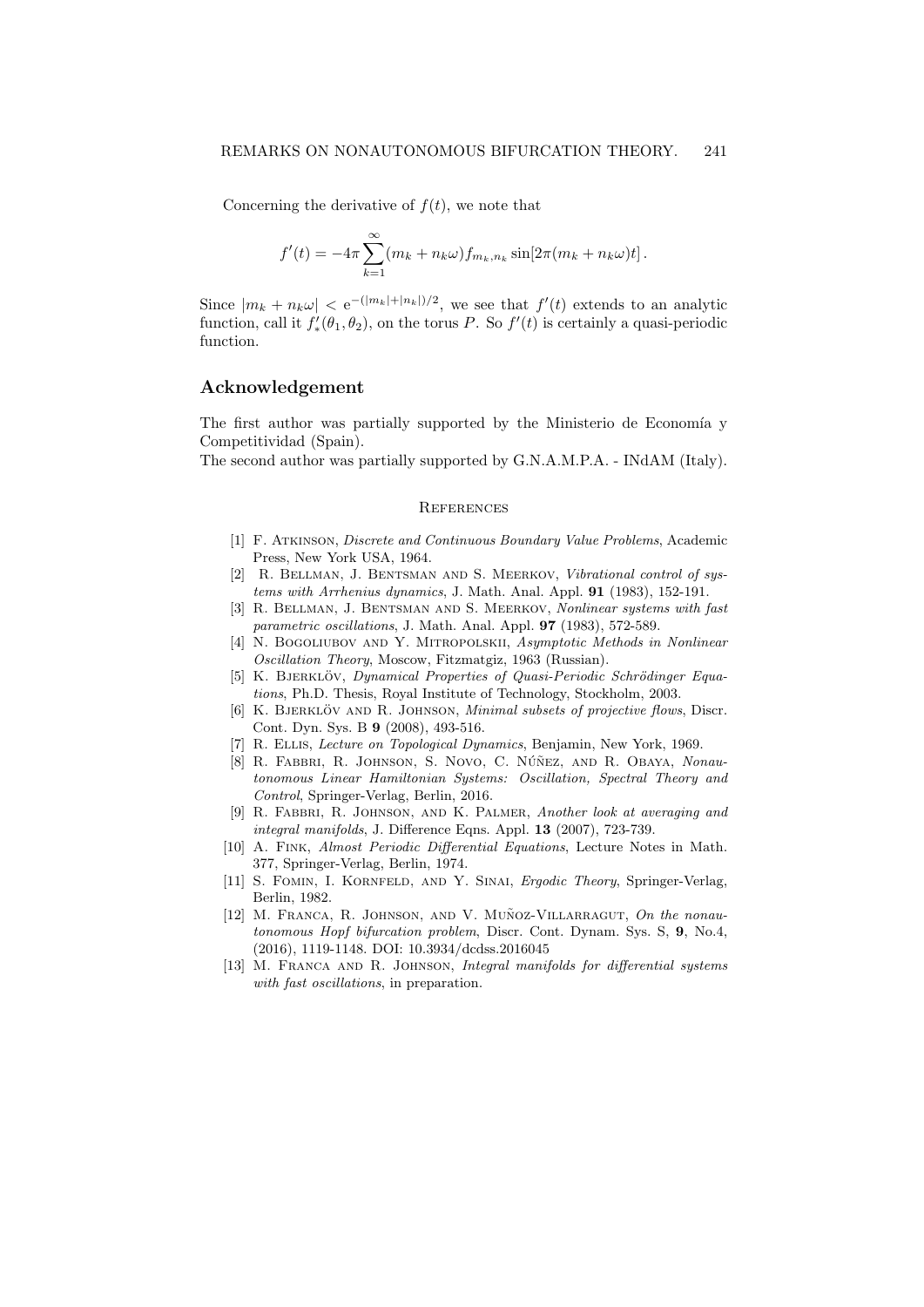Concerning the derivative of $f(t)$, we note that

$$f'(t) = -4\pi \sum_{k=1}^{\infty} (m_k + n_k\omega) f_{m_k,n_k} \sin[2\pi(m_k + n_k\omega)t].$$

Since $|m_k + n_k\omega| < e^{-(|m_k|+|n_k|)/2}$, we see that $f'(t)$ extends to an analytic function, call it $f'_*(\theta_1, \theta_2)$, on the torus $P$. So $f'(t)$ is certainly a quasi-periodic function.

## Acknowledgement

The first author was partially supported by the Ministerio de Economía y Competitividad (Spain).
The second author was partially supported by G.N.A.M.P.A. - INdAM (Italy).

## References

[1] F. Atkinson, *Discrete and Continuous Boundary Value Problems*, Academic Press, New York USA, 1964.

[2] R. Bellman, J. Bentsman and S. Meerkov, *Vibrational control of systems with Arrhenius dynamics*, J. Math. Anal. Appl. **91** (1983), 152-191.

[3] R. Bellman, J. Bentsman and S. Meerkov, *Nonlinear systems with fast parametric oscillations*, J. Math. Anal. Appl. **97** (1983), 572-589.

[4] N. Bogoliubov and Y. Mitropolskii, *Asymptotic Methods in Nonlinear Oscillation Theory*, Moscow, Fitzmatgiz, 1963 (Russian).

[5] K. Bjerklöv, *Dynamical Properties of Quasi-Periodic Schrödinger Equations*, Ph.D. Thesis, Royal Institute of Technology, Stockholm, 2003.

[6] K. Bjerklöv and R. Johnson, *Minimal subsets of projective flows*, Discr. Cont. Dyn. Sys. B **9** (2008), 493-516.

[7] R. Ellis, *Lecture on Topological Dynamics*, Benjamin, New York, 1969.

[8] R. Fabbri, R. Johnson, S. Novo, C. Núñez, and R. Obaya, *Nonautonomous Linear Hamiltonian Systems: Oscillation, Spectral Theory and Control*, Springer-Verlag, Berlin, 2016.

[9] R. Fabbri, R. Johnson, and K. Palmer, *Another look at averaging and integral manifolds*, J. Difference Eqns. Appl. **13** (2007), 723-739.

[10] A. Fink, *Almost Periodic Differential Equations*, Lecture Notes in Math. 377, Springer-Verlag, Berlin, 1974.

[11] S. Fomin, I. Kornfeld, and Y. Sinai, *Ergodic Theory*, Springer-Verlag, Berlin, 1982.

[12] M. Franca, R. Johnson, and V. Muñoz-Villarragut, *On the nonautonomous Hopf bifurcation problem*, Discr. Cont. Dynam. Sys. S, **9**, No.4, (2016), 1119-1148. DOI: 10.3934/dcdss.2016045

[13] M. Franca and R. Johnson, *Integral manifolds for differential systems with fast oscillations*, in preparation.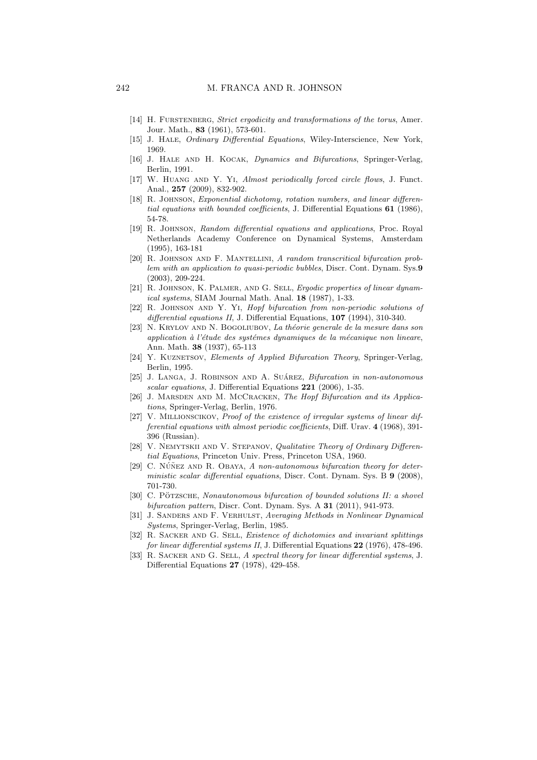[14] H. Furstenberg, *Strict ergodicity and transformations of the torus*, Amer. Jour. Math., **83** (1961), 573-601.

[15] J. Hale, *Ordinary Differential Equations*, Wiley-Interscience, New York, 1969.

[16] J. Hale and H. Kocak, *Dynamics and Bifurcations*, Springer-Verlag, Berlin, 1991.

[17] W. Huang and Y. Yi, *Almost periodically forced circle flows*, J. Funct. Anal., **257** (2009), 832-902.

[18] R. Johnson, *Exponential dichotomy, rotation numbers, and linear differential equations with bounded coefficients*, J. Differential Equations **61** (1986), 54-78.

[19] R. Johnson, *Random differential equations and applications*, Proc. Royal Netherlands Academy Conference on Dynamical Systems, Amsterdam (1995), 163-181

[20] R. Johnson and F. Mantellini, *A random transcritical bifurcation problem with an application to quasi-periodic bubbles*, Discr. Cont. Dynam. Sys.**9** (2003), 209-224.

[21] R. Johnson, K. Palmer, and G. Sell, *Ergodic properties of linear dynamical systems*, SIAM Journal Math. Anal. **18** (1987), 1-33.

[22] R. Johnson and Y. Yi, *Hopf bifurcation from non-periodic solutions of differential equations II*, J. Differential Equations, **107** (1994), 310-340.

[23] N. Krylov and N. Bogoliubov, *La théorie generale de la mesure dans son application à l'étude des systémes dynamiques de la mécanique non lineare*, Ann. Math. **38** (1937), 65-113

[24] Y. Kuznetsov, *Elements of Applied Bifurcation Theory*, Springer-Verlag, Berlin, 1995.

[25] J. Langa, J. Robinson and A. Suárez, *Bifurcation in non-autonomous scalar equations*, J. Differential Equations **221** (2006), 1-35.

[26] J. Marsden and M. McCracken, *The Hopf Bifurcation and its Applications*, Springer-Verlag, Berlin, 1976.

[27] V. Millionscikov, *Proof of the existence of irregular systems of linear differential equations with almost periodic coefficients*, Diff. Urav. **4** (1968), 391-396 (Russian).

[28] V. Nemytskii and V. Stepanov, *Qualitative Theory of Ordinary Differential Equations*, Princeton Univ. Press, Princeton USA, 1960.

[29] C. Núñez and R. Obaya, *A non-autonomous bifurcation theory for deterministic scalar differential equations*, Discr. Cont. Dynam. Sys. B **9** (2008), 701-730.

[30] C. Pötzsche, *Nonautonomous bifurcation of bounded solutions II: a shovel bifurcation pattern*, Discr. Cont. Dynam. Sys. A **31** (2011), 941-973.

[31] J. Sanders and F. Verhulst, *Averaging Methods in Nonlinear Dynamical Systems*, Springer-Verlag, Berlin, 1985.

[32] R. Sacker and G. Sell, *Existence of dichotomies and invariant splittings for linear differential systems II*, J. Differential Equations **22** (1976), 478-496.

[33] R. Sacker and G. Sell, *A spectral theory for linear differential systems*, J. Differential Equations **27** (1978), 429-458.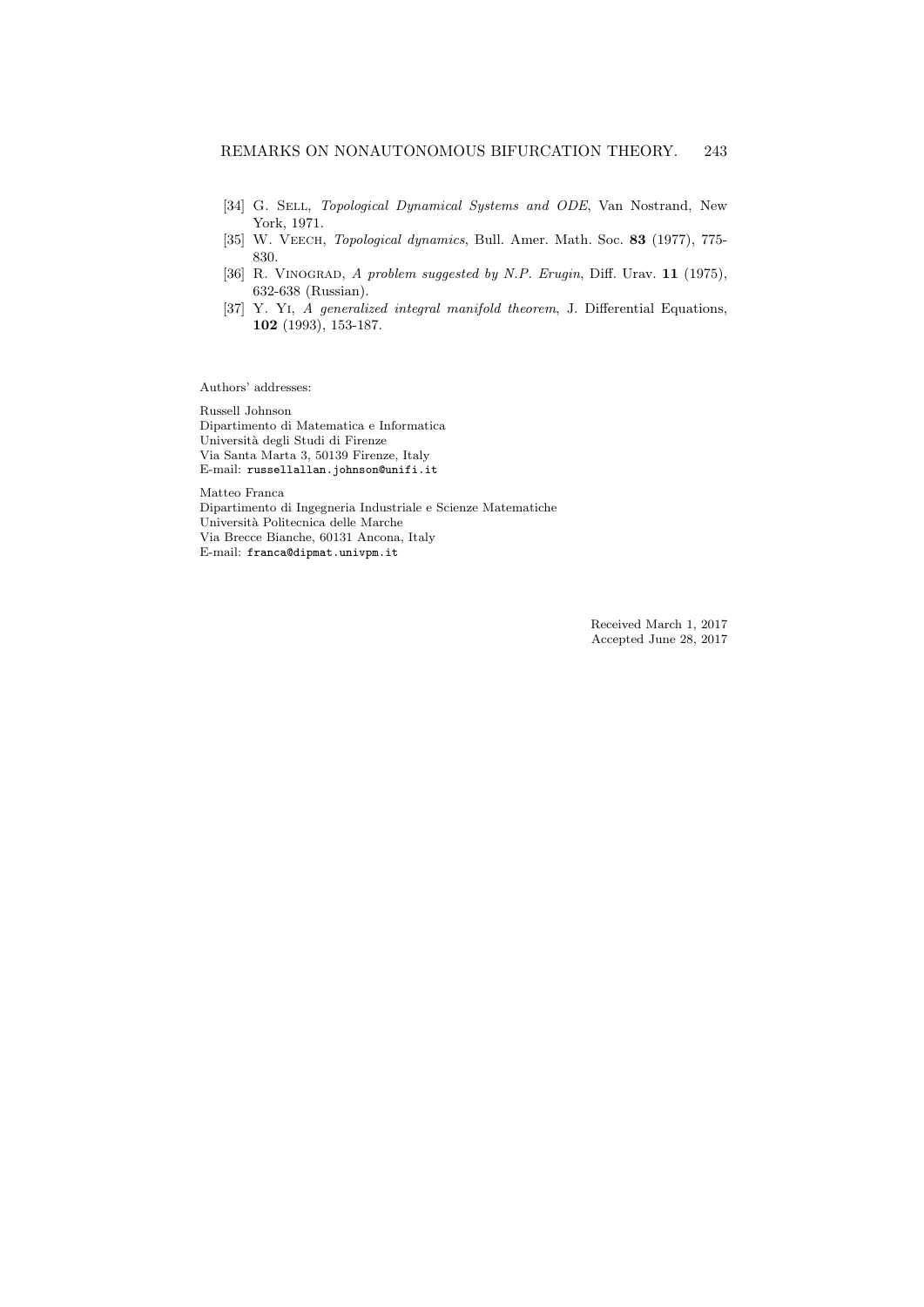[34] G. Sell, *Topological Dynamical Systems and ODE*, Van Nostrand, New York, 1971.

[35] W. Veech, *Topological dynamics*, Bull. Amer. Math. Soc. **83** (1977), 775-830.

[36] R. Vinograd, *A problem suggested by N.P. Erugin*, Diff. Urav. **11** (1975), 632-638 (Russian).

[37] Y. Yi, *A generalized integral manifold theorem*, J. Differential Equations, **102** (1993), 153-187.

Authors' addresses:

Russell Johnson
Dipartimento di Matematica e Informatica
Università degli Studi di Firenze
Via Santa Marta 3, 50139 Firenze, Italy
E-mail: `russellallan.johnson@unifi.it`

Matteo Franca
Dipartimento di Ingegneria Industriale e Scienze Matematiche
Università Politecnica delle Marche
Via Brecce Bianche, 60131 Ancona, Italy
E-mail: `franca@dipmat.univpm.it`

Received March 1, 2017
Accepted June 28, 2017